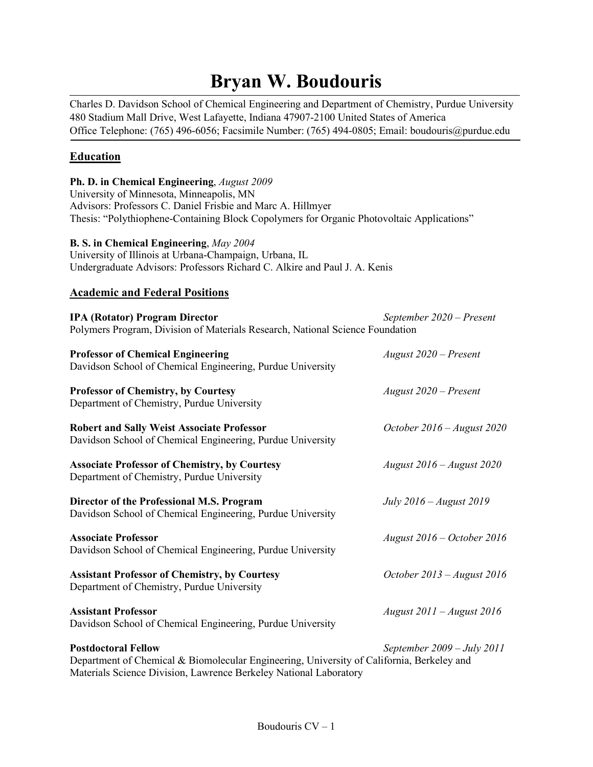# Bryan W. Boudouris

Charles D. Davidson School of Chemical Engineering and Department of Chemistry, Purdue University
480 Stadium Mall Drive, West Lafayette, Indiana 47907-2100 United States of America
Office Telephone: (765) 496-6056; Facsimile Number: (765) 494-0805; Email: boudouris@purdue.edu

## Education

**Ph. D. in Chemical Engineering**, *August 2009*
University of Minnesota, Minneapolis, MN
Advisors: Professors C. Daniel Frisbie and Marc A. Hillmyer
Thesis: "Polythiophene-Containing Block Copolymers for Organic Photovoltaic Applications"

**B. S. in Chemical Engineering**, *May 2004*
University of Illinois at Urbana-Champaign, Urbana, IL
Undergraduate Advisors: Professors Richard C. Alkire and Paul J. A. Kenis

## Academic and Federal Positions

**IPA (Rotator) Program Director** *September 2020 – Present*
Polymers Program, Division of Materials Research, National Science Foundation

**Professor of Chemical Engineering** *August 2020 – Present*
Davidson School of Chemical Engineering, Purdue University

**Professor of Chemistry, by Courtesy** *August 2020 – Present*
Department of Chemistry, Purdue University

**Robert and Sally Weist Associate Professor** *October 2016 – August 2020*
Davidson School of Chemical Engineering, Purdue University

**Associate Professor of Chemistry, by Courtesy** *August 2016 – August 2020*
Department of Chemistry, Purdue University

**Director of the Professional M.S. Program** *July 2016 – August 2019*
Davidson School of Chemical Engineering, Purdue University

**Associate Professor** *August 2016 – October 2016*
Davidson School of Chemical Engineering, Purdue University

**Assistant Professor of Chemistry, by Courtesy** *October 2013 – August 2016*
Department of Chemistry, Purdue University

**Assistant Professor** *August 2011 – August 2016*
Davidson School of Chemical Engineering, Purdue University

**Postdoctoral Fellow** *September 2009 – July 2011*
Department of Chemical & Biomolecular Engineering, University of California, Berkeley and
Materials Science Division, Lawrence Berkeley National Laboratory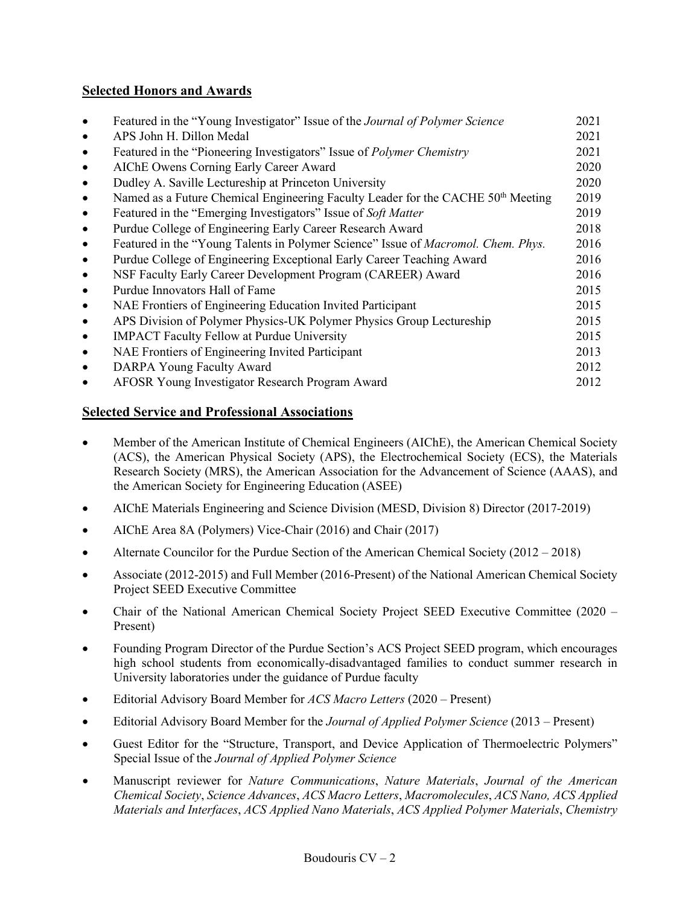## Selected Honors and Awards

- Featured in the "Young Investigator" Issue of the *Journal of Polymer Science* 2021
- APS John H. Dillon Medal 2021
- Featured in the "Pioneering Investigators" Issue of *Polymer Chemistry* 2021
- AIChE Owens Corning Early Career Award 2020
- Dudley A. Saville Lectureship at Princeton University 2020
- Named as a Future Chemical Engineering Faculty Leader for the CACHE 50$^{th}$ Meeting 2019
- Featured in the "Emerging Investigators" Issue of *Soft Matter* 2019
- Purdue College of Engineering Early Career Research Award 2018
- Featured in the "Young Talents in Polymer Science" Issue of *Macromol. Chem. Phys.* 2016
- Purdue College of Engineering Exceptional Early Career Teaching Award 2016
- NSF Faculty Early Career Development Program (CAREER) Award 2016
- Purdue Innovators Hall of Fame 2015
- NAE Frontiers of Engineering Education Invited Participant 2015
- APS Division of Polymer Physics-UK Polymer Physics Group Lectureship 2015
- IMPACT Faculty Fellow at Purdue University 2015
- NAE Frontiers of Engineering Invited Participant 2013
- DARPA Young Faculty Award 2012
- AFOSR Young Investigator Research Program Award 2012

## Selected Service and Professional Associations

- Member of the American Institute of Chemical Engineers (AIChE), the American Chemical Society (ACS), the American Physical Society (APS), the Electrochemical Society (ECS), the Materials Research Society (MRS), the American Association for the Advancement of Science (AAAS), and the American Society for Engineering Education (ASEE)
- AIChE Materials Engineering and Science Division (MESD, Division 8) Director (2017-2019)
- AIChE Area 8A (Polymers) Vice-Chair (2016) and Chair (2017)
- Alternate Councilor for the Purdue Section of the American Chemical Society (2012 – 2018)
- Associate (2012-2015) and Full Member (2016-Present) of the National American Chemical Society Project SEED Executive Committee
- Chair of the National American Chemical Society Project SEED Executive Committee (2020 – Present)
- Founding Program Director of the Purdue Section's ACS Project SEED program, which encourages high school students from economically-disadvantaged families to conduct summer research in University laboratories under the guidance of Purdue faculty
- Editorial Advisory Board Member for *ACS Macro Letters* (2020 – Present)
- Editorial Advisory Board Member for the *Journal of Applied Polymer Science* (2013 – Present)
- Guest Editor for the "Structure, Transport, and Device Application of Thermoelectric Polymers" Special Issue of the *Journal of Applied Polymer Science*
- Manuscript reviewer for *Nature Communications*, *Nature Materials*, *Journal of the American Chemical Society*, *Science Advances*, *ACS Macro Letters*, *Macromolecules*, *ACS Nano, ACS Applied Materials and Interfaces*, *ACS Applied Nano Materials*, *ACS Applied Polymer Materials*, *Chemistry*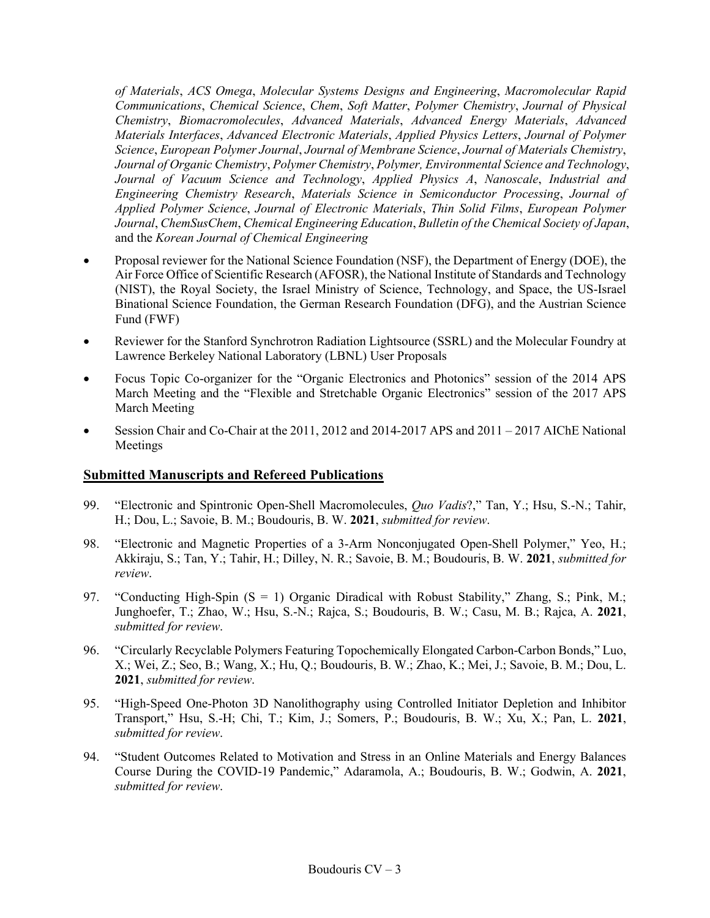*of Materials*, *ACS Omega*, *Molecular Systems Designs and Engineering*, *Macromolecular Rapid Communications*, *Chemical Science*, *Chem*, *Soft Matter*, *Polymer Chemistry*, *Journal of Physical Chemistry*, *Biomacromolecules*, *Advanced Materials*, *Advanced Energy Materials*, *Advanced Materials Interfaces*, *Advanced Electronic Materials*, *Applied Physics Letters*, *Journal of Polymer Science*, *European Polymer Journal*, *Journal of Membrane Science*, *Journal of Materials Chemistry*, *Journal of Organic Chemistry*, *Polymer Chemistry*, *Polymer, Environmental Science and Technology*, *Journal of Vacuum Science and Technology*, *Applied Physics A*, *Nanoscale*, *Industrial and Engineering Chemistry Research*, *Materials Science in Semiconductor Processing*, *Journal of Applied Polymer Science*, *Journal of Electronic Materials*, *Thin Solid Films*, *European Polymer Journal*, *ChemSusChem*, *Chemical Engineering Education*, *Bulletin of the Chemical Society of Japan*, and the *Korean Journal of Chemical Engineering*

- Proposal reviewer for the National Science Foundation (NSF), the Department of Energy (DOE), the Air Force Office of Scientific Research (AFOSR), the National Institute of Standards and Technology (NIST), the Royal Society, the Israel Ministry of Science, Technology, and Space, the US-Israel Binational Science Foundation, the German Research Foundation (DFG), and the Austrian Science Fund (FWF)
- Reviewer for the Stanford Synchrotron Radiation Lightsource (SSRL) and the Molecular Foundry at Lawrence Berkeley National Laboratory (LBNL) User Proposals
- Focus Topic Co-organizer for the "Organic Electronics and Photonics" session of the 2014 APS March Meeting and the "Flexible and Stretchable Organic Electronics" session of the 2017 APS March Meeting
- Session Chair and Co-Chair at the 2011, 2012 and 2014-2017 APS and 2011 – 2017 AIChE National Meetings

## Submitted Manuscripts and Refereed Publications

99. "Electronic and Spintronic Open-Shell Macromolecules, *Quo Vadis*?," Tan, Y.; Hsu, S.-N.; Tahir, H.; Dou, L.; Savoie, B. M.; Boudouris, B. W. **2021**, *submitted for review*.

98. "Electronic and Magnetic Properties of a 3-Arm Nonconjugated Open-Shell Polymer," Yeo, H.; Akkiraju, S.; Tan, Y.; Tahir, H.; Dilley, N. R.; Savoie, B. M.; Boudouris, B. W. **2021**, *submitted for review*.

97. "Conducting High-Spin (S = 1) Organic Diradical with Robust Stability," Zhang, S.; Pink, M.; Junghoefer, T.; Zhao, W.; Hsu, S.-N.; Rajca, S.; Boudouris, B. W.; Casu, M. B.; Rajca, A. **2021**, *submitted for review*.

96. "Circularly Recyclable Polymers Featuring Topochemically Elongated Carbon-Carbon Bonds," Luo, X.; Wei, Z.; Seo, B.; Wang, X.; Hu, Q.; Boudouris, B. W.; Zhao, K.; Mei, J.; Savoie, B. M.; Dou, L. **2021**, *submitted for review*.

95. "High-Speed One-Photon 3D Nanolithography using Controlled Initiator Depletion and Inhibitor Transport," Hsu, S.-H; Chi, T.; Kim, J.; Somers, P.; Boudouris, B. W.; Xu, X.; Pan, L. **2021**, *submitted for review*.

94. "Student Outcomes Related to Motivation and Stress in an Online Materials and Energy Balances Course During the COVID-19 Pandemic," Adaramola, A.; Boudouris, B. W.; Godwin, A. **2021**, *submitted for review*.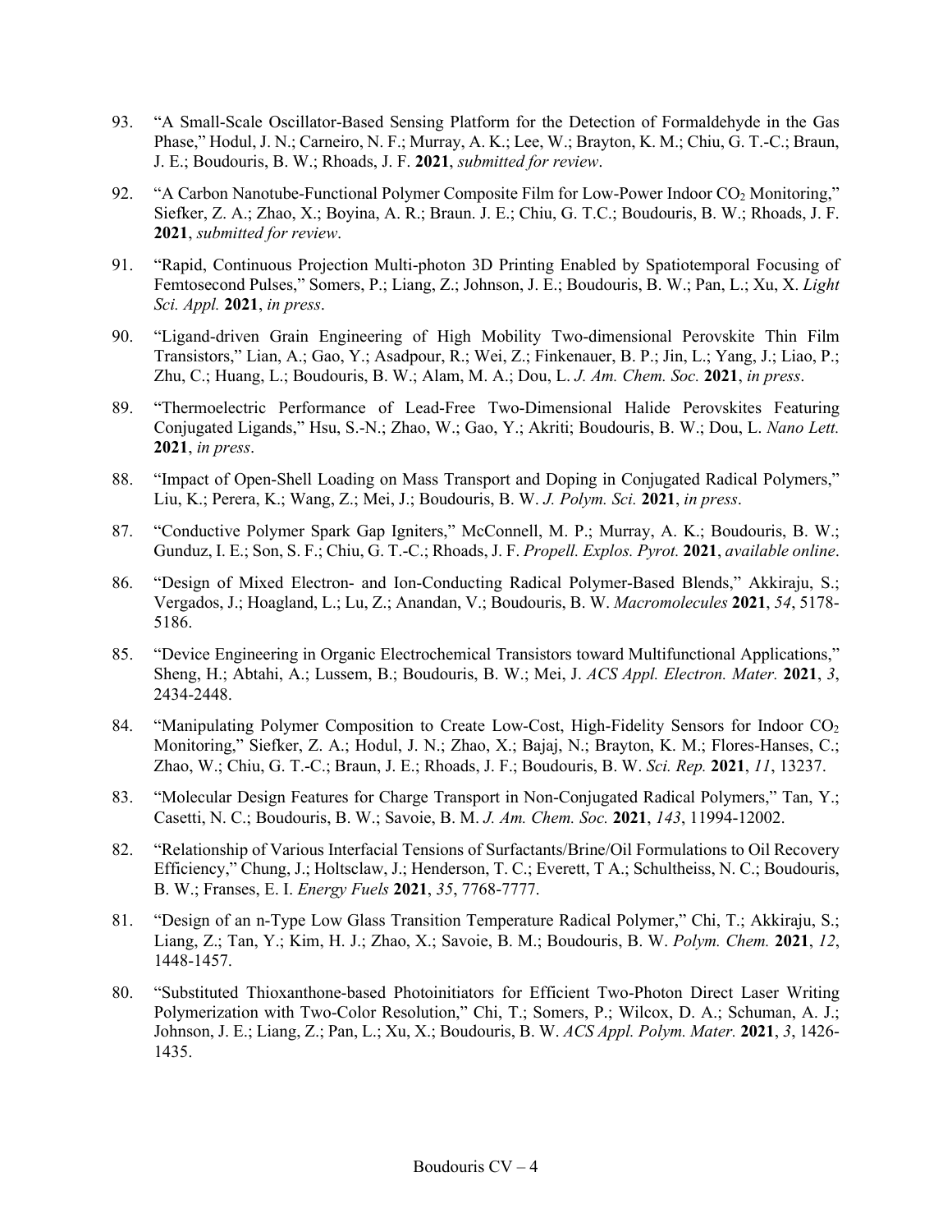93. "A Small-Scale Oscillator-Based Sensing Platform for the Detection of Formaldehyde in the Gas Phase," Hodul, J. N.; Carneiro, N. F.; Murray, A. K.; Lee, W.; Brayton, K. M.; Chiu, G. T.-C.; Braun, J. E.; Boudouris, B. W.; Rhoads, J. F. **2021**, *submitted for review*.

92. "A Carbon Nanotube-Functional Polymer Composite Film for Low-Power Indoor $CO_2$ Monitoring," Siefker, Z. A.; Zhao, X.; Boyina, A. R.; Braun. J. E.; Chiu, G. T.C.; Boudouris, B. W.; Rhoads, J. F. **2021**, *submitted for review*.

91. "Rapid, Continuous Projection Multi-photon 3D Printing Enabled by Spatiotemporal Focusing of Femtosecond Pulses," Somers, P.; Liang, Z.; Johnson, J. E.; Boudouris, B. W.; Pan, L.; Xu, X. *Light Sci. Appl.* **2021**, *in press*.

90. "Ligand-driven Grain Engineering of High Mobility Two-dimensional Perovskite Thin Film Transistors," Lian, A.; Gao, Y.; Asadpour, R.; Wei, Z.; Finkenauer, B. P.; Jin, L.; Yang, J.; Liao, P.; Zhu, C.; Huang, L.; Boudouris, B. W.; Alam, M. A.; Dou, L. *J. Am. Chem. Soc.* **2021**, *in press*.

89. "Thermoelectric Performance of Lead-Free Two-Dimensional Halide Perovskites Featuring Conjugated Ligands," Hsu, S.-N.; Zhao, W.; Gao, Y.; Akriti; Boudouris, B. W.; Dou, L. *Nano Lett.* **2021**, *in press*.

88. "Impact of Open-Shell Loading on Mass Transport and Doping in Conjugated Radical Polymers," Liu, K.; Perera, K.; Wang, Z.; Mei, J.; Boudouris, B. W. *J. Polym. Sci.* **2021**, *in press*.

87. "Conductive Polymer Spark Gap Igniters," McConnell, M. P.; Murray, A. K.; Boudouris, B. W.; Gunduz, I. E.; Son, S. F.; Chiu, G. T.-C.; Rhoads, J. F. *Propell. Explos. Pyrot.* **2021**, *available online*.

86. "Design of Mixed Electron- and Ion-Conducting Radical Polymer-Based Blends," Akkiraju, S.; Vergados, J.; Hoagland, L.; Lu, Z.; Anandan, V.; Boudouris, B. W. *Macromolecules* **2021**, *54*, 5178-5186.

85. "Device Engineering in Organic Electrochemical Transistors toward Multifunctional Applications," Sheng, H.; Abtahi, A.; Lussem, B.; Boudouris, B. W.; Mei, J. *ACS Appl. Electron. Mater.* **2021**, *3*, 2434-2448.

84. "Manipulating Polymer Composition to Create Low-Cost, High-Fidelity Sensors for Indoor $CO_2$ Monitoring," Siefker, Z. A.; Hodul, J. N.; Zhao, X.; Bajaj, N.; Brayton, K. M.; Flores-Hanses, C.; Zhao, W.; Chiu, G. T.-C.; Braun, J. E.; Rhoads, J. F.; Boudouris, B. W. *Sci. Rep.* **2021**, *11*, 13237.

83. "Molecular Design Features for Charge Transport in Non-Conjugated Radical Polymers," Tan, Y.; Casetti, N. C.; Boudouris, B. W.; Savoie, B. M. *J. Am. Chem. Soc.* **2021**, *143*, 11994-12002.

82. "Relationship of Various Interfacial Tensions of Surfactants/Brine/Oil Formulations to Oil Recovery Efficiency," Chung, J.; Holtsclaw, J.; Henderson, T. C.; Everett, T A.; Schultheiss, N. C.; Boudouris, B. W.; Franses, E. I. *Energy Fuels* **2021**, *35*, 7768-7777.

81. "Design of an n-Type Low Glass Transition Temperature Radical Polymer," Chi, T.; Akkiraju, S.; Liang, Z.; Tan, Y.; Kim, H. J.; Zhao, X.; Savoie, B. M.; Boudouris, B. W. *Polym. Chem.* **2021**, *12*, 1448-1457.

80. "Substituted Thioxanthone-based Photoinitiators for Efficient Two-Photon Direct Laser Writing Polymerization with Two-Color Resolution," Chi, T.; Somers, P.; Wilcox, D. A.; Schuman, A. J.; Johnson, J. E.; Liang, Z.; Pan, L.; Xu, X.; Boudouris, B. W. *ACS Appl. Polym. Mater.* **2021**, *3*, 1426-1435.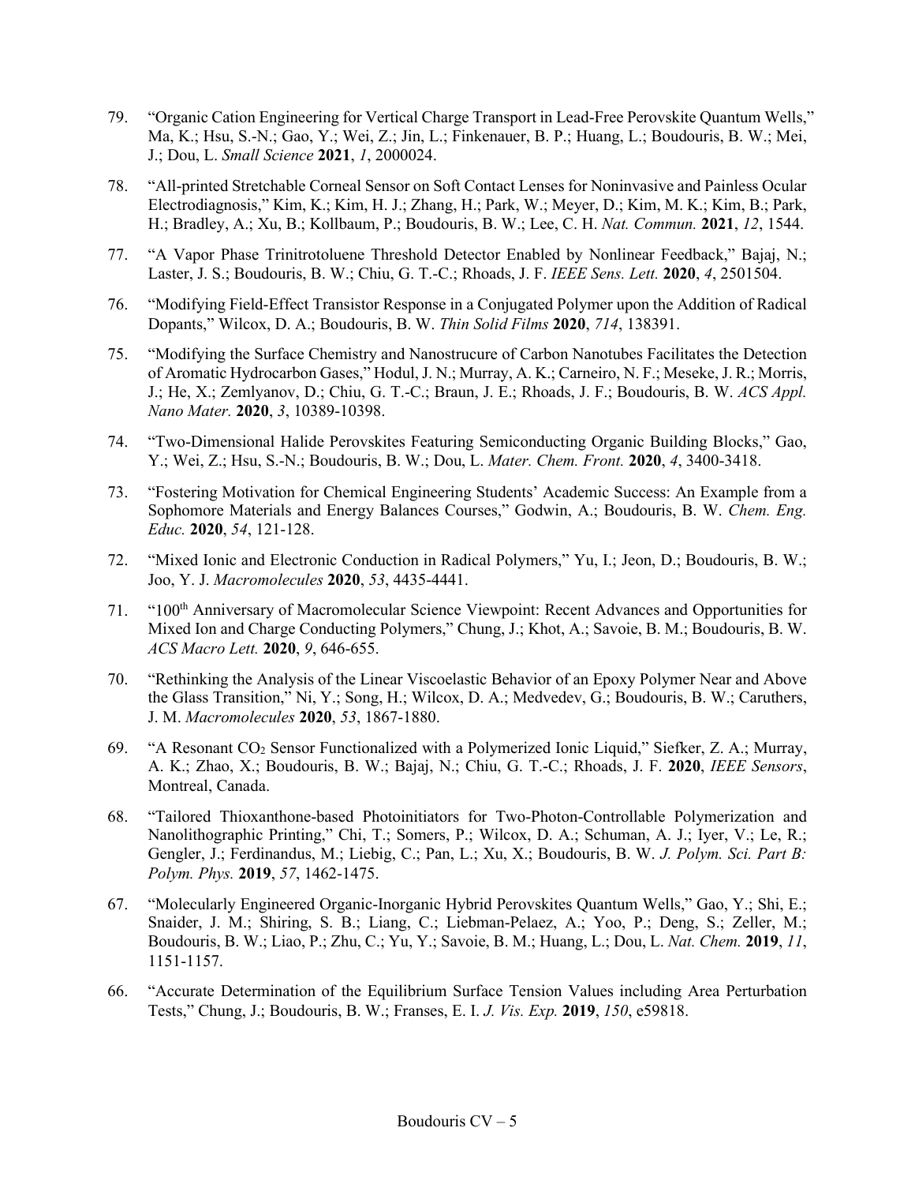79. "Organic Cation Engineering for Vertical Charge Transport in Lead-Free Perovskite Quantum Wells," Ma, K.; Hsu, S.-N.; Gao, Y.; Wei, Z.; Jin, L.; Finkenauer, B. P.; Huang, L.; Boudouris, B. W.; Mei, J.; Dou, L. *Small Science* **2021**, *1*, 2000024.

78. "All-printed Stretchable Corneal Sensor on Soft Contact Lenses for Noninvasive and Painless Ocular Electrodiagnosis," Kim, K.; Kim, H. J.; Zhang, H.; Park, W.; Meyer, D.; Kim, M. K.; Kim, B.; Park, H.; Bradley, A.; Xu, B.; Kollbaum, P.; Boudouris, B. W.; Lee, C. H. *Nat. Commun.* **2021**, *12*, 1544.

77. "A Vapor Phase Trinitrotoluene Threshold Detector Enabled by Nonlinear Feedback," Bajaj, N.; Laster, J. S.; Boudouris, B. W.; Chiu, G. T.-C.; Rhoads, J. F. *IEEE Sens. Lett.* **2020**, *4*, 2501504.

76. "Modifying Field-Effect Transistor Response in a Conjugated Polymer upon the Addition of Radical Dopants," Wilcox, D. A.; Boudouris, B. W. *Thin Solid Films* **2020**, *714*, 138391.

75. "Modifying the Surface Chemistry and Nanostrucure of Carbon Nanotubes Facilitates the Detection of Aromatic Hydrocarbon Gases," Hodul, J. N.; Murray, A. K.; Carneiro, N. F.; Meseke, J. R.; Morris, J.; He, X.; Zemlyanov, D.; Chiu, G. T.-C.; Braun, J. E.; Rhoads, J. F.; Boudouris, B. W. *ACS Appl. Nano Mater.* **2020**, *3*, 10389-10398.

74. "Two-Dimensional Halide Perovskites Featuring Semiconducting Organic Building Blocks," Gao, Y.; Wei, Z.; Hsu, S.-N.; Boudouris, B. W.; Dou, L. *Mater. Chem. Front.* **2020**, *4*, 3400-3418.

73. "Fostering Motivation for Chemical Engineering Students' Academic Success: An Example from a Sophomore Materials and Energy Balances Courses," Godwin, A.; Boudouris, B. W. *Chem. Eng. Educ.* **2020**, *54*, 121-128.

72. "Mixed Ionic and Electronic Conduction in Radical Polymers," Yu, I.; Jeon, D.; Boudouris, B. W.; Joo, Y. J. *Macromolecules* **2020**, *53*, 4435-4441.

71. "100th Anniversary of Macromolecular Science Viewpoint: Recent Advances and Opportunities for Mixed Ion and Charge Conducting Polymers," Chung, J.; Khot, A.; Savoie, B. M.; Boudouris, B. W. *ACS Macro Lett.* **2020**, *9*, 646-655.

70. "Rethinking the Analysis of the Linear Viscoelastic Behavior of an Epoxy Polymer Near and Above the Glass Transition," Ni, Y.; Song, H.; Wilcox, D. A.; Medvedev, G.; Boudouris, B. W.; Caruthers, J. M. *Macromolecules* **2020**, *53*, 1867-1880.

69. "A Resonant $CO_2$ Sensor Functionalized with a Polymerized Ionic Liquid," Siefker, Z. A.; Murray, A. K.; Zhao, X.; Boudouris, B. W.; Bajaj, N.; Chiu, G. T.-C.; Rhoads, J. F. **2020**, *IEEE Sensors*, Montreal, Canada.

68. "Tailored Thioxanthone-based Photoinitiators for Two-Photon-Controllable Polymerization and Nanolithographic Printing," Chi, T.; Somers, P.; Wilcox, D. A.; Schuman, A. J.; Iyer, V.; Le, R.; Gengler, J.; Ferdinandus, M.; Liebig, C.; Pan, L.; Xu, X.; Boudouris, B. W. *J. Polym. Sci. Part B: Polym. Phys.* **2019**, *57*, 1462-1475.

67. "Molecularly Engineered Organic-Inorganic Hybrid Perovskites Quantum Wells," Gao, Y.; Shi, E.; Snaider, J. M.; Shiring, S. B.; Liang, C.; Liebman-Pelaez, A.; Yoo, P.; Deng, S.; Zeller, M.; Boudouris, B. W.; Liao, P.; Zhu, C.; Yu, Y.; Savoie, B. M.; Huang, L.; Dou, L. *Nat. Chem.* **2019**, *11*, 1151-1157.

66. "Accurate Determination of the Equilibrium Surface Tension Values including Area Perturbation Tests," Chung, J.; Boudouris, B. W.; Franses, E. I. *J. Vis. Exp.* **2019**, *150*, e59818.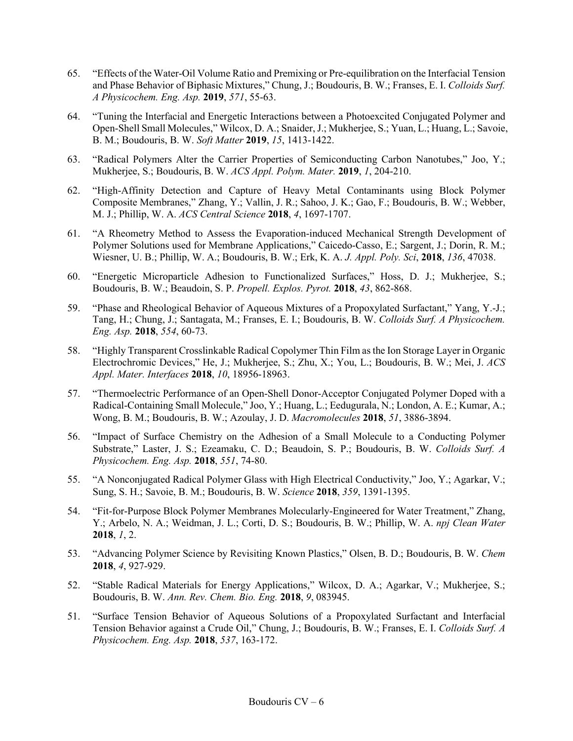65. "Effects of the Water-Oil Volume Ratio and Premixing or Pre-equilibration on the Interfacial Tension and Phase Behavior of Biphasic Mixtures," Chung, J.; Boudouris, B. W.; Franses, E. I. *Colloids Surf. A Physicochem. Eng. Asp.* **2019**, *571*, 55-63.

64. "Tuning the Interfacial and Energetic Interactions between a Photoexcited Conjugated Polymer and Open-Shell Small Molecules," Wilcox, D. A.; Snaider, J.; Mukherjee, S.; Yuan, L.; Huang, L.; Savoie, B. M.; Boudouris, B. W. *Soft Matter* **2019**, *15*, 1413-1422.

63. "Radical Polymers Alter the Carrier Properties of Semiconducting Carbon Nanotubes," Joo, Y.; Mukherjee, S.; Boudouris, B. W. *ACS Appl. Polym. Mater.* **2019**, *1*, 204-210.

62. "High-Affinity Detection and Capture of Heavy Metal Contaminants using Block Polymer Composite Membranes," Zhang, Y.; Vallin, J. R.; Sahoo, J. K.; Gao, F.; Boudouris, B. W.; Webber, M. J.; Phillip, W. A. *ACS Central Science* **2018**, *4*, 1697-1707.

61. "A Rheometry Method to Assess the Evaporation-induced Mechanical Strength Development of Polymer Solutions used for Membrane Applications," Caicedo-Casso, E.; Sargent, J.; Dorin, R. M.; Wiesner, U. B.; Phillip, W. A.; Boudouris, B. W.; Erk, K. A. *J. Appl. Poly. Sci*, **2018**, *136*, 47038.

60. "Energetic Microparticle Adhesion to Functionalized Surfaces," Hoss, D. J.; Mukherjee, S.; Boudouris, B. W.; Beaudoin, S. P. *Propell. Explos. Pyrot.* **2018**, *43*, 862-868.

59. "Phase and Rheological Behavior of Aqueous Mixtures of a Propoxylated Surfactant," Yang, Y.-J.; Tang, H.; Chung, J.; Santagata, M.; Franses, E. I.; Boudouris, B. W. *Colloids Surf. A Physicochem. Eng. Asp.* **2018**, *554*, 60-73.

58. "Highly Transparent Crosslinkable Radical Copolymer Thin Film as the Ion Storage Layer in Organic Electrochromic Devices," He, J.; Mukherjee, S.; Zhu, X.; You, L.; Boudouris, B. W.; Mei, J. *ACS Appl. Mater. Interfaces* **2018**, *10*, 18956-18963.

57. "Thermoelectric Performance of an Open-Shell Donor-Acceptor Conjugated Polymer Doped with a Radical-Containing Small Molecule," Joo, Y.; Huang, L.; Eedugurala, N.; London, A. E.; Kumar, A.; Wong, B. M.; Boudouris, B. W.; Azoulay, J. D. *Macromolecules* **2018**, *51*, 3886-3894.

56. "Impact of Surface Chemistry on the Adhesion of a Small Molecule to a Conducting Polymer Substrate," Laster, J. S.; Ezeamaku, C. D.; Beaudoin, S. P.; Boudouris, B. W. *Colloids Surf. A Physicochem. Eng. Asp.* **2018**, *551*, 74-80.

55. "A Nonconjugated Radical Polymer Glass with High Electrical Conductivity," Joo, Y.; Agarkar, V.; Sung, S. H.; Savoie, B. M.; Boudouris, B. W. *Science* **2018**, *359*, 1391-1395.

54. "Fit-for-Purpose Block Polymer Membranes Molecularly-Engineered for Water Treatment," Zhang, Y.; Arbelo, N. A.; Weidman, J. L.; Corti, D. S.; Boudouris, B. W.; Phillip, W. A. *npj Clean Water* **2018**, *1*, 2.

53. "Advancing Polymer Science by Revisiting Known Plastics," Olsen, B. D.; Boudouris, B. W. *Chem* **2018**, *4*, 927-929.

52. "Stable Radical Materials for Energy Applications," Wilcox, D. A.; Agarkar, V.; Mukherjee, S.; Boudouris, B. W. *Ann. Rev. Chem. Bio. Eng.* **2018**, *9*, 083945.

51. "Surface Tension Behavior of Aqueous Solutions of a Propoxylated Surfactant and Interfacial Tension Behavior against a Crude Oil," Chung, J.; Boudouris, B. W.; Franses, E. I. *Colloids Surf. A Physicochem. Eng. Asp.* **2018**, *537*, 163-172.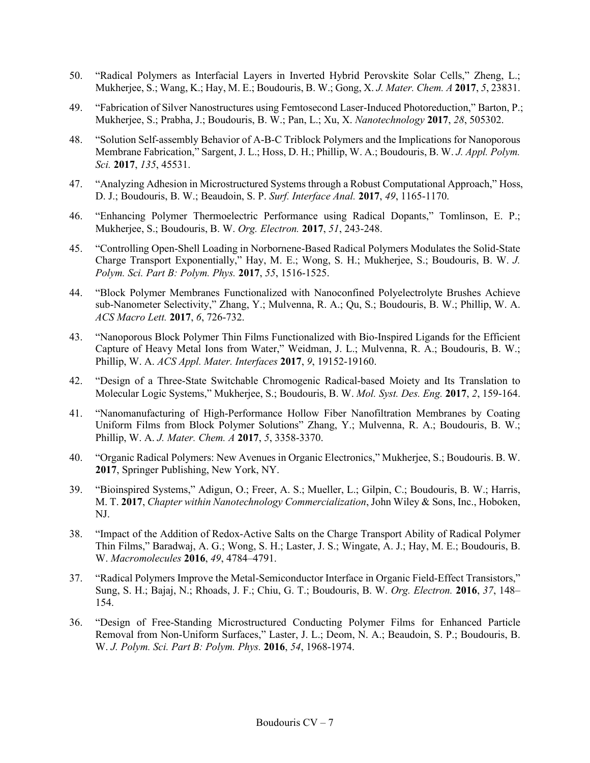50. "Radical Polymers as Interfacial Layers in Inverted Hybrid Perovskite Solar Cells," Zheng, L.; Mukherjee, S.; Wang, K.; Hay, M. E.; Boudouris, B. W.; Gong, X. *J. Mater. Chem. A* **2017**, *5*, 23831.

49. "Fabrication of Silver Nanostructures using Femtosecond Laser-Induced Photoreduction," Barton, P.; Mukherjee, S.; Prabha, J.; Boudouris, B. W.; Pan, L.; Xu, X. *Nanotechnology* **2017**, *28*, 505302.

48. "Solution Self-assembly Behavior of A-B-C Triblock Polymers and the Implications for Nanoporous Membrane Fabrication," Sargent, J. L.; Hoss, D. H.; Phillip, W. A.; Boudouris, B. W. *J. Appl. Polym. Sci.* **2017**, *135*, 45531.

47. "Analyzing Adhesion in Microstructured Systems through a Robust Computational Approach," Hoss, D. J.; Boudouris, B. W.; Beaudoin, S. P. *Surf. Interface Anal.* **2017**, *49*, 1165-1170.

46. "Enhancing Polymer Thermoelectric Performance using Radical Dopants," Tomlinson, E. P.; Mukherjee, S.; Boudouris, B. W. *Org. Electron.* **2017**, *51*, 243-248.

45. "Controlling Open-Shell Loading in Norbornene-Based Radical Polymers Modulates the Solid-State Charge Transport Exponentially," Hay, M. E.; Wong, S. H.; Mukherjee, S.; Boudouris, B. W. *J. Polym. Sci. Part B: Polym. Phys.* **2017**, *55*, 1516-1525.

44. "Block Polymer Membranes Functionalized with Nanoconfined Polyelectrolyte Brushes Achieve sub-Nanometer Selectivity," Zhang, Y.; Mulvenna, R. A.; Qu, S.; Boudouris, B. W.; Phillip, W. A. *ACS Macro Lett.* **2017**, *6*, 726-732.

43. "Nanoporous Block Polymer Thin Films Functionalized with Bio-Inspired Ligands for the Efficient Capture of Heavy Metal Ions from Water," Weidman, J. L.; Mulvenna, R. A.; Boudouris, B. W.; Phillip, W. A. *ACS Appl. Mater. Interfaces* **2017**, *9*, 19152-19160.

42. "Design of a Three-State Switchable Chromogenic Radical-based Moiety and Its Translation to Molecular Logic Systems," Mukherjee, S.; Boudouris, B. W. *Mol. Syst. Des. Eng.* **2017**, *2*, 159-164.

41. "Nanomanufacturing of High-Performance Hollow Fiber Nanofiltration Membranes by Coating Uniform Films from Block Polymer Solutions" Zhang, Y.; Mulvenna, R. A.; Boudouris, B. W.; Phillip, W. A. *J. Mater. Chem. A* **2017**, *5*, 3358-3370.

40. "Organic Radical Polymers: New Avenues in Organic Electronics," Mukherjee, S.; Boudouris. B. W. **2017**, Springer Publishing, New York, NY.

39. "Bioinspired Systems," Adigun, O.; Freer, A. S.; Mueller, L.; Gilpin, C.; Boudouris, B. W.; Harris, M. T. **2017**, *Chapter within Nanotechnology Commercialization*, John Wiley & Sons, Inc., Hoboken, NJ.

38. "Impact of the Addition of Redox-Active Salts on the Charge Transport Ability of Radical Polymer Thin Films," Baradwaj, A. G.; Wong, S. H.; Laster, J. S.; Wingate, A. J.; Hay, M. E.; Boudouris, B. W. *Macromolecules* **2016**, *49*, 4784–4791.

37. "Radical Polymers Improve the Metal-Semiconductor Interface in Organic Field-Effect Transistors," Sung, S. H.; Bajaj, N.; Rhoads, J. F.; Chiu, G. T.; Boudouris, B. W. *Org. Electron.* **2016**, *37*, 148–154.

36. "Design of Free-Standing Microstructured Conducting Polymer Films for Enhanced Particle Removal from Non-Uniform Surfaces," Laster, J. L.; Deom, N. A.; Beaudoin, S. P.; Boudouris, B. W. *J. Polym. Sci. Part B: Polym. Phys.* **2016**, *54*, 1968-1974.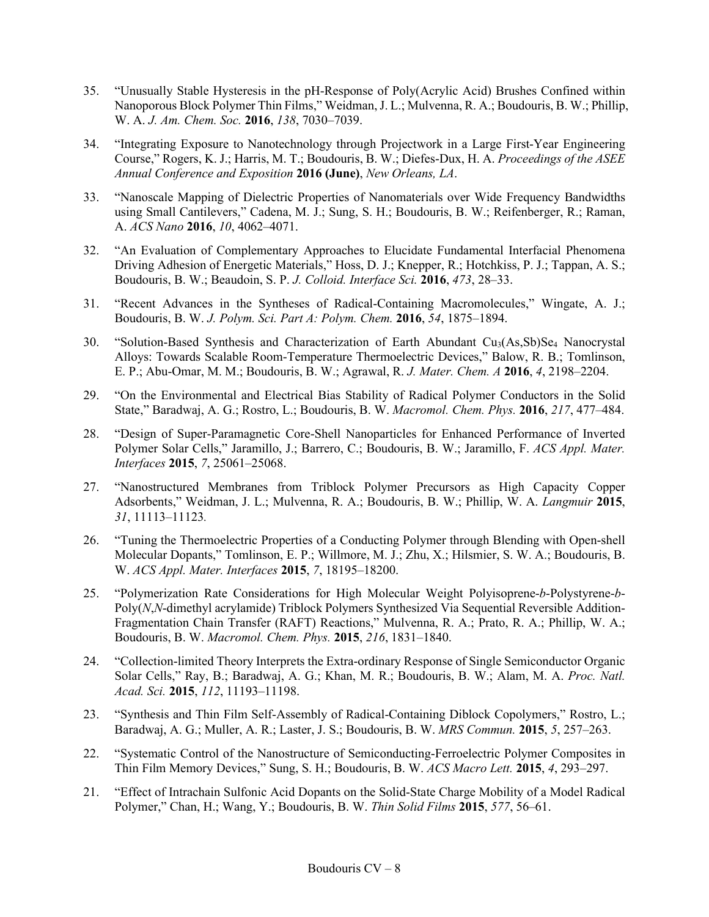35. "Unusually Stable Hysteresis in the pH-Response of Poly(Acrylic Acid) Brushes Confined within Nanoporous Block Polymer Thin Films," Weidman, J. L.; Mulvenna, R. A.; Boudouris, B. W.; Phillip, W. A. *J. Am. Chem. Soc.* **2016**, *138*, 7030–7039.

34. "Integrating Exposure to Nanotechnology through Projectwork in a Large First-Year Engineering Course," Rogers, K. J.; Harris, M. T.; Boudouris, B. W.; Diefes-Dux, H. A. *Proceedings of the ASEE Annual Conference and Exposition* **2016 (June)**, *New Orleans, LA*.

33. "Nanoscale Mapping of Dielectric Properties of Nanomaterials over Wide Frequency Bandwidths using Small Cantilevers," Cadena, M. J.; Sung, S. H.; Boudouris, B. W.; Reifenberger, R.; Raman, A. *ACS Nano* **2016**, *10*, 4062–4071.

32. "An Evaluation of Complementary Approaches to Elucidate Fundamental Interfacial Phenomena Driving Adhesion of Energetic Materials," Hoss, D. J.; Knepper, R.; Hotchkiss, P. J.; Tappan, A. S.; Boudouris, B. W.; Beaudoin, S. P. *J. Colloid. Interface Sci.* **2016**, *473*, 28–33.

31. "Recent Advances in the Syntheses of Radical-Containing Macromolecules," Wingate, A. J.; Boudouris, B. W. *J. Polym. Sci. Part A: Polym. Chem.* **2016**, *54*, 1875–1894.

30. "Solution-Based Synthesis and Characterization of Earth Abundant $Cu_3(As,Sb)Se_4$ Nanocrystal Alloys: Towards Scalable Room-Temperature Thermoelectric Devices," Balow, R. B.; Tomlinson, E. P.; Abu-Omar, M. M.; Boudouris, B. W.; Agrawal, R. *J. Mater. Chem. A* **2016**, *4*, 2198–2204.

29. "On the Environmental and Electrical Bias Stability of Radical Polymer Conductors in the Solid State," Baradwaj, A. G.; Rostro, L.; Boudouris, B. W. *Macromol. Chem. Phys.* **2016**, *217*, 477–484.

28. "Design of Super-Paramagnetic Core-Shell Nanoparticles for Enhanced Performance of Inverted Polymer Solar Cells," Jaramillo, J.; Barrero, C.; Boudouris, B. W.; Jaramillo, F. *ACS Appl. Mater. Interfaces* **2015**, *7*, 25061–25068.

27. "Nanostructured Membranes from Triblock Polymer Precursors as High Capacity Copper Adsorbents," Weidman, J. L.; Mulvenna, R. A.; Boudouris, B. W.; Phillip, W. A. *Langmuir* **2015**, *31*, 11113–11123.

26. "Tuning the Thermoelectric Properties of a Conducting Polymer through Blending with Open-shell Molecular Dopants," Tomlinson, E. P.; Willmore, M. J.; Zhu, X.; Hilsmier, S. W. A.; Boudouris, B. W. *ACS Appl. Mater. Interfaces* **2015**, *7*, 18195–18200.

25. "Polymerization Rate Considerations for High Molecular Weight Polyisoprene-*b*-Polystyrene-*b*-Poly(*N*,*N*-dimethyl acrylamide) Triblock Polymers Synthesized Via Sequential Reversible Addition-Fragmentation Chain Transfer (RAFT) Reactions," Mulvenna, R. A.; Prato, R. A.; Phillip, W. A.; Boudouris, B. W. *Macromol. Chem. Phys.* **2015**, *216*, 1831–1840.

24. "Collection-limited Theory Interprets the Extra-ordinary Response of Single Semiconductor Organic Solar Cells," Ray, B.; Baradwaj, A. G.; Khan, M. R.; Boudouris, B. W.; Alam, M. A. *Proc. Natl. Acad. Sci.* **2015**, *112*, 11193–11198.

23. "Synthesis and Thin Film Self-Assembly of Radical-Containing Diblock Copolymers," Rostro, L.; Baradwaj, A. G.; Muller, A. R.; Laster, J. S.; Boudouris, B. W. *MRS Commun.* **2015**, *5*, 257–263.

22. "Systematic Control of the Nanostructure of Semiconducting-Ferroelectric Polymer Composites in Thin Film Memory Devices," Sung, S. H.; Boudouris, B. W. *ACS Macro Lett.* **2015**, *4*, 293–297.

21. "Effect of Intrachain Sulfonic Acid Dopants on the Solid-State Charge Mobility of a Model Radical Polymer," Chan, H.; Wang, Y.; Boudouris, B. W. *Thin Solid Films* **2015**, *577*, 56–61.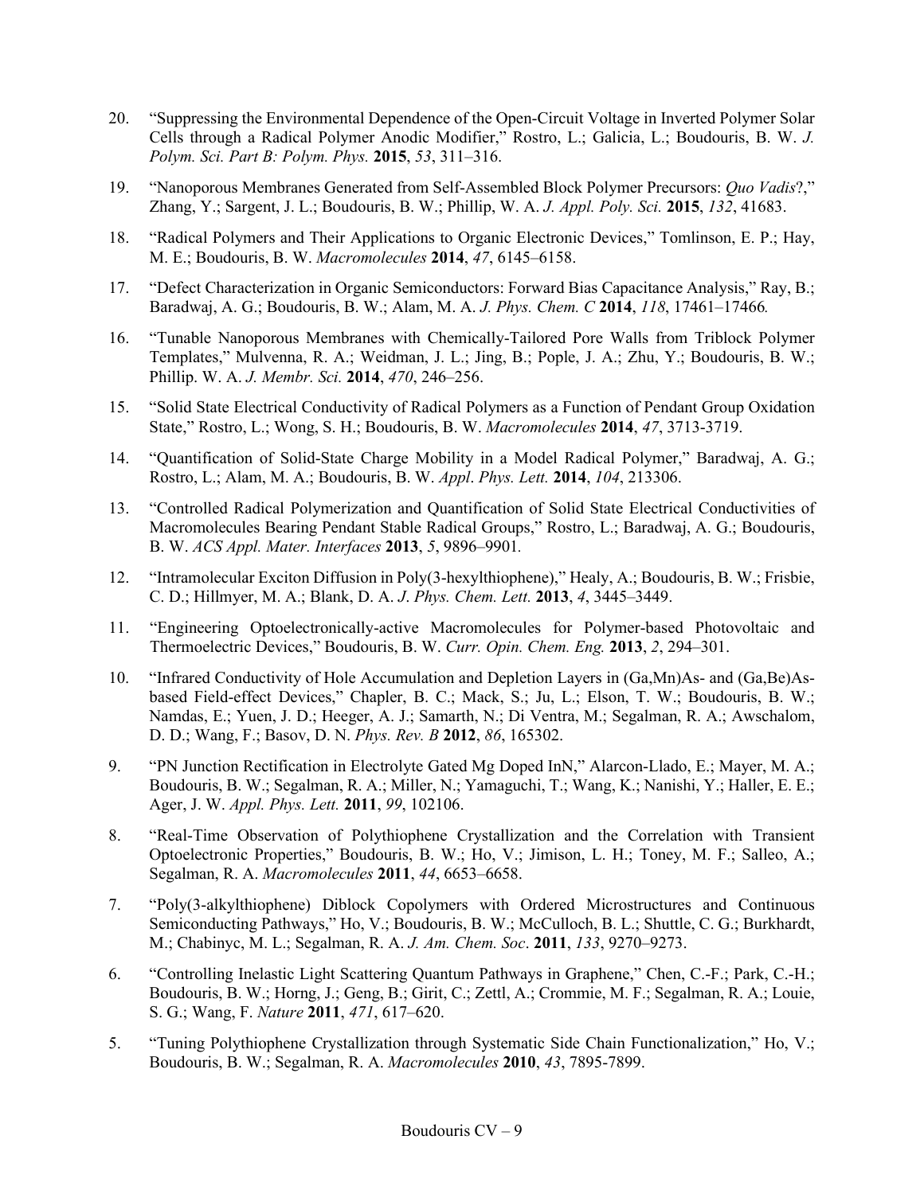20. "Suppressing the Environmental Dependence of the Open-Circuit Voltage in Inverted Polymer Solar Cells through a Radical Polymer Anodic Modifier," Rostro, L.; Galicia, L.; Boudouris, B. W. *J. Polym. Sci. Part B: Polym. Phys.* **2015**, *53*, 311–316.

19. "Nanoporous Membranes Generated from Self-Assembled Block Polymer Precursors: *Quo Vadis*?," Zhang, Y.; Sargent, J. L.; Boudouris, B. W.; Phillip, W. A. *J. Appl. Poly. Sci.* **2015**, *132*, 41683.

18. "Radical Polymers and Their Applications to Organic Electronic Devices," Tomlinson, E. P.; Hay, M. E.; Boudouris, B. W. *Macromolecules* **2014**, *47*, 6145–6158.

17. "Defect Characterization in Organic Semiconductors: Forward Bias Capacitance Analysis," Ray, B.; Baradwaj, A. G.; Boudouris, B. W.; Alam, M. A. *J. Phys. Chem. C* **2014**, *118*, 17461–17466*.*

16. "Tunable Nanoporous Membranes with Chemically-Tailored Pore Walls from Triblock Polymer Templates," Mulvenna, R. A.; Weidman, J. L.; Jing, B.; Pople, J. A.; Zhu, Y.; Boudouris, B. W.; Phillip. W. A. *J. Membr. Sci.* **2014**, *470*, 246–256.

15. "Solid State Electrical Conductivity of Radical Polymers as a Function of Pendant Group Oxidation State," Rostro, L.; Wong, S. H.; Boudouris, B. W. *Macromolecules* **2014**, *47*, 3713-3719.

14. "Quantification of Solid-State Charge Mobility in a Model Radical Polymer," Baradwaj, A. G.; Rostro, L.; Alam, M. A.; Boudouris, B. W. *Appl. Phys. Lett.* **2014**, *104*, 213306.

13. "Controlled Radical Polymerization and Quantification of Solid State Electrical Conductivities of Macromolecules Bearing Pendant Stable Radical Groups," Rostro, L.; Baradwaj, A. G.; Boudouris, B. W. *ACS Appl. Mater. Interfaces* **2013**, *5*, 9896–9901*.*

12. "Intramolecular Exciton Diffusion in Poly(3-hexylthiophene)," Healy, A.; Boudouris, B. W.; Frisbie, C. D.; Hillmyer, M. A.; Blank, D. A. *J. Phys. Chem. Lett.* **2013**, *4*, 3445–3449.

11. "Engineering Optoelectronically-active Macromolecules for Polymer-based Photovoltaic and Thermoelectric Devices," Boudouris, B. W. *Curr. Opin. Chem. Eng.* **2013**, *2*, 294–301.

10. "Infrared Conductivity of Hole Accumulation and Depletion Layers in (Ga,Mn)As- and (Ga,Be)As-based Field-effect Devices," Chapler, B. C.; Mack, S.; Ju, L.; Elson, T. W.; Boudouris, B. W.; Namdas, E.; Yuen, J. D.; Heeger, A. J.; Samarth, N.; Di Ventra, M.; Segalman, R. A.; Awschalom, D. D.; Wang, F.; Basov, D. N. *Phys. Rev. B* **2012**, *86*, 165302.

9. "PN Junction Rectification in Electrolyte Gated Mg Doped InN," Alarcon-Llado, E.; Mayer, M. A.; Boudouris, B. W.; Segalman, R. A.; Miller, N.; Yamaguchi, T.; Wang, K.; Nanishi, Y.; Haller, E. E.; Ager, J. W. *Appl. Phys. Lett.* **2011**, *99*, 102106.

8. "Real-Time Observation of Polythiophene Crystallization and the Correlation with Transient Optoelectronic Properties," Boudouris, B. W.; Ho, V.; Jimison, L. H.; Toney, M. F.; Salleo, A.; Segalman, R. A. *Macromolecules* **2011**, *44*, 6653–6658.

7. "Poly(3-alkylthiophene) Diblock Copolymers with Ordered Microstructures and Continuous Semiconducting Pathways," Ho, V.; Boudouris, B. W.; McCulloch, B. L.; Shuttle, C. G.; Burkhardt, M.; Chabinyc, M. L.; Segalman, R. A. *J. Am. Chem. Soc*. **2011**, *133*, 9270–9273.

6. "Controlling Inelastic Light Scattering Quantum Pathways in Graphene," Chen, C.-F.; Park, C.-H.; Boudouris, B. W.; Horng, J.; Geng, B.; Girit, C.; Zettl, A.; Crommie, M. F.; Segalman, R. A.; Louie, S. G.; Wang, F. *Nature* **2011**, *471*, 617–620.

5. "Tuning Polythiophene Crystallization through Systematic Side Chain Functionalization," Ho, V.; Boudouris, B. W.; Segalman, R. A. *Macromolecules* **2010**, *43*, 7895-7899.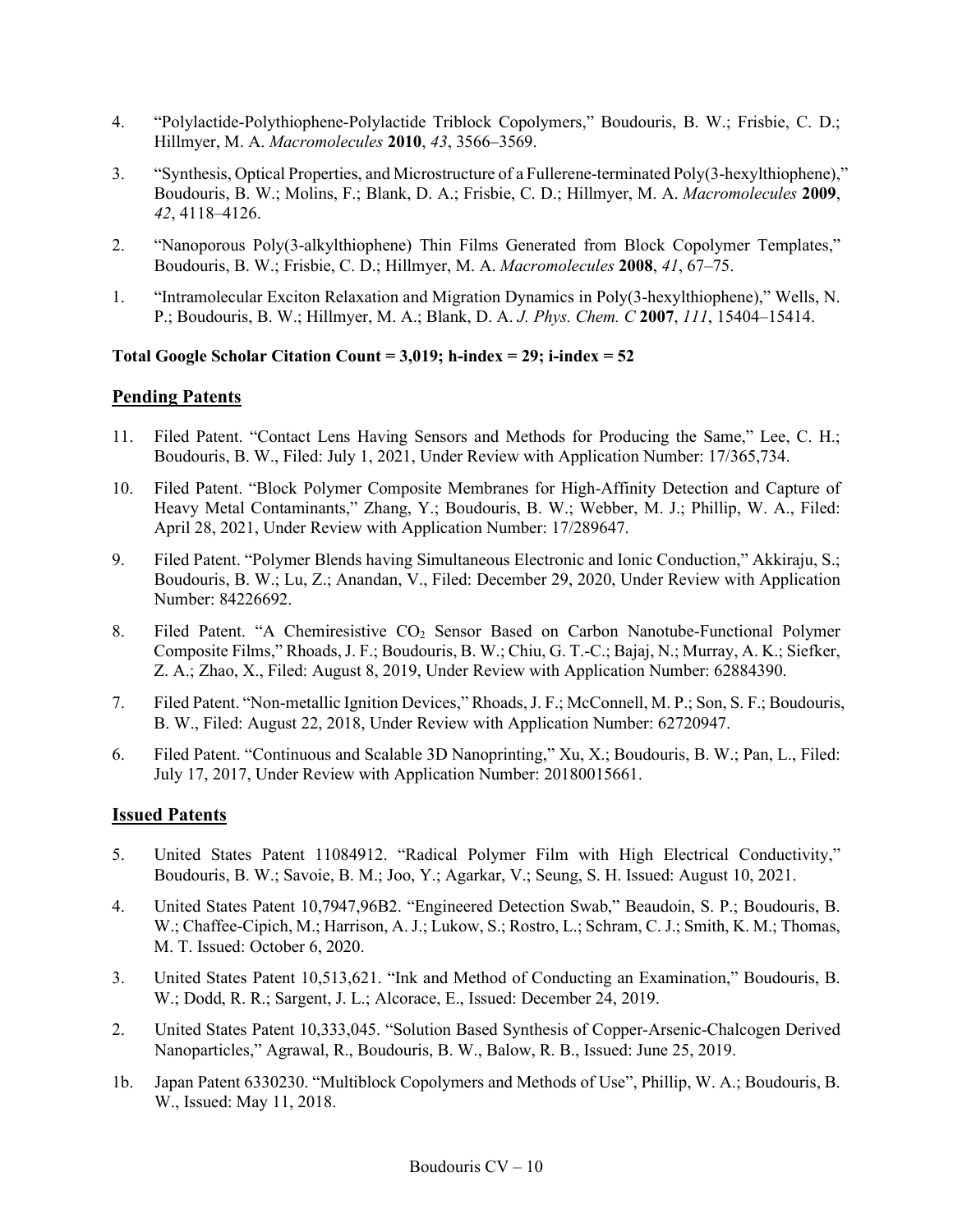4. "Polylactide-Polythiophene-Polylactide Triblock Copolymers," Boudouris, B. W.; Frisbie, C. D.; Hillmyer, M. A. *Macromolecules* **2010**, *43*, 3566–3569.

3. "Synthesis, Optical Properties, and Microstructure of a Fullerene-terminated Poly(3-hexylthiophene)," Boudouris, B. W.; Molins, F.; Blank, D. A.; Frisbie, C. D.; Hillmyer, M. A. *Macromolecules* **2009**, *42*, 4118–4126.

2. "Nanoporous Poly(3-alkylthiophene) Thin Films Generated from Block Copolymer Templates," Boudouris, B. W.; Frisbie, C. D.; Hillmyer, M. A. *Macromolecules* **2008**, *41*, 67–75.

1. "Intramolecular Exciton Relaxation and Migration Dynamics in Poly(3-hexylthiophene)," Wells, N. P.; Boudouris, B. W.; Hillmyer, M. A.; Blank, D. A. *J. Phys. Chem. C* **2007**, *111*, 15404–15414.

**Total Google Scholar Citation Count = 3,019; h-index = 29; i-index = 52**

## Pending Patents

11. Filed Patent. "Contact Lens Having Sensors and Methods for Producing the Same," Lee, C. H.; Boudouris, B. W., Filed: July 1, 2021, Under Review with Application Number: 17/365,734.

10. Filed Patent. "Block Polymer Composite Membranes for High-Affinity Detection and Capture of Heavy Metal Contaminants," Zhang, Y.; Boudouris, B. W.; Webber, M. J.; Phillip, W. A., Filed: April 28, 2021, Under Review with Application Number: 17/289647.

9. Filed Patent. "Polymer Blends having Simultaneous Electronic and Ionic Conduction," Akkiraju, S.; Boudouris, B. W.; Lu, Z.; Anandan, V., Filed: December 29, 2020, Under Review with Application Number: 84226692.

8. Filed Patent. "A Chemiresistive $CO_2$ Sensor Based on Carbon Nanotube-Functional Polymer Composite Films," Rhoads, J. F.; Boudouris, B. W.; Chiu, G. T.-C.; Bajaj, N.; Murray, A. K.; Siefker, Z. A.; Zhao, X., Filed: August 8, 2019, Under Review with Application Number: 62884390.

7. Filed Patent. "Non-metallic Ignition Devices," Rhoads, J. F.; McConnell, M. P.; Son, S. F.; Boudouris, B. W., Filed: August 22, 2018, Under Review with Application Number: 62720947.

6. Filed Patent. "Continuous and Scalable 3D Nanoprinting," Xu, X.; Boudouris, B. W.; Pan, L., Filed: July 17, 2017, Under Review with Application Number: 20180015661.

## Issued Patents

5. United States Patent 11084912. "Radical Polymer Film with High Electrical Conductivity," Boudouris, B. W.; Savoie, B. M.; Joo, Y.; Agarkar, V.; Seung, S. H. Issued: August 10, 2021.

4. United States Patent 10,7947,96B2. "Engineered Detection Swab," Beaudoin, S. P.; Boudouris, B. W.; Chaffee-Cipich, M.; Harrison, A. J.; Lukow, S.; Rostro, L.; Schram, C. J.; Smith, K. M.; Thomas, M. T. Issued: October 6, 2020.

3. United States Patent 10,513,621. "Ink and Method of Conducting an Examination," Boudouris, B. W.; Dodd, R. R.; Sargent, J. L.; Alcorace, E., Issued: December 24, 2019.

2. United States Patent 10,333,045. "Solution Based Synthesis of Copper-Arsenic-Chalcogen Derived Nanoparticles," Agrawal, R., Boudouris, B. W., Balow, R. B., Issued: June 25, 2019.

1b. Japan Patent 6330230. "Multiblock Copolymers and Methods of Use", Phillip, W. A.; Boudouris, B. W., Issued: May 11, 2018.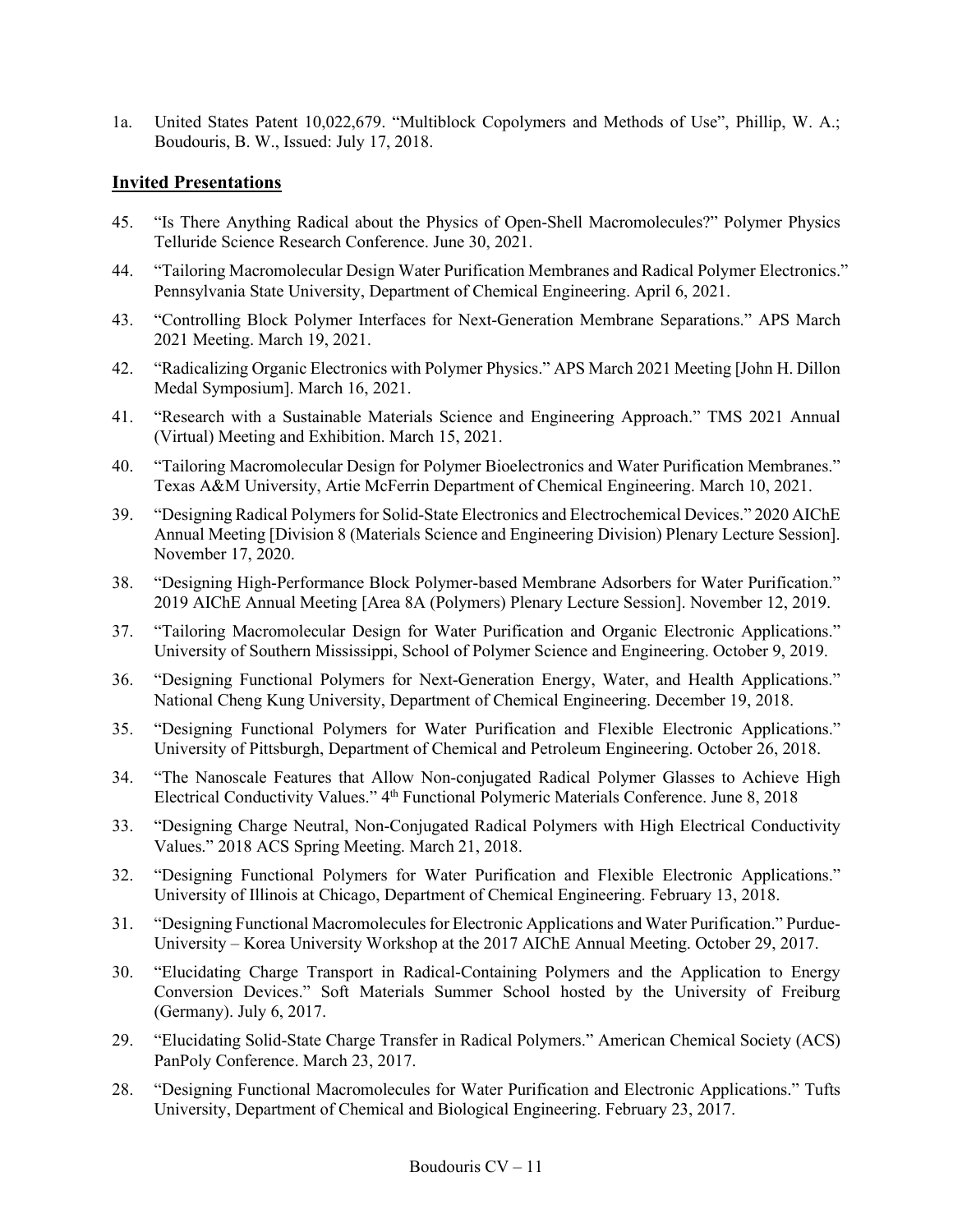1a. United States Patent 10,022,679. "Multiblock Copolymers and Methods of Use", Phillip, W. A.; Boudouris, B. W., Issued: July 17, 2018.

## Invited Presentations

45. "Is There Anything Radical about the Physics of Open-Shell Macromolecules?" Polymer Physics Telluride Science Research Conference. June 30, 2021.

44. "Tailoring Macromolecular Design Water Purification Membranes and Radical Polymer Electronics." Pennsylvania State University, Department of Chemical Engineering. April 6, 2021.

43. "Controlling Block Polymer Interfaces for Next-Generation Membrane Separations." APS March 2021 Meeting. March 19, 2021.

42. "Radicalizing Organic Electronics with Polymer Physics." APS March 2021 Meeting [John H. Dillon Medal Symposium]. March 16, 2021.

41. "Research with a Sustainable Materials Science and Engineering Approach." TMS 2021 Annual (Virtual) Meeting and Exhibition. March 15, 2021.

40. "Tailoring Macromolecular Design for Polymer Bioelectronics and Water Purification Membranes." Texas A&M University, Artie McFerrin Department of Chemical Engineering. March 10, 2021.

39. "Designing Radical Polymers for Solid-State Electronics and Electrochemical Devices." 2020 AIChE Annual Meeting [Division 8 (Materials Science and Engineering Division) Plenary Lecture Session]. November 17, 2020.

38. "Designing High-Performance Block Polymer-based Membrane Adsorbers for Water Purification." 2019 AIChE Annual Meeting [Area 8A (Polymers) Plenary Lecture Session]. November 12, 2019.

37. "Tailoring Macromolecular Design for Water Purification and Organic Electronic Applications." University of Southern Mississippi, School of Polymer Science and Engineering. October 9, 2019.

36. "Designing Functional Polymers for Next-Generation Energy, Water, and Health Applications." National Cheng Kung University, Department of Chemical Engineering. December 19, 2018.

35. "Designing Functional Polymers for Water Purification and Flexible Electronic Applications." University of Pittsburgh, Department of Chemical and Petroleum Engineering. October 26, 2018.

34. "The Nanoscale Features that Allow Non-conjugated Radical Polymer Glasses to Achieve High Electrical Conductivity Values." 4th Functional Polymeric Materials Conference. June 8, 2018

33. "Designing Charge Neutral, Non-Conjugated Radical Polymers with High Electrical Conductivity Values." 2018 ACS Spring Meeting. March 21, 2018.

32. "Designing Functional Polymers for Water Purification and Flexible Electronic Applications." University of Illinois at Chicago, Department of Chemical Engineering. February 13, 2018.

31. "Designing Functional Macromolecules for Electronic Applications and Water Purification." Purdue-University – Korea University Workshop at the 2017 AIChE Annual Meeting. October 29, 2017.

30. "Elucidating Charge Transport in Radical-Containing Polymers and the Application to Energy Conversion Devices." Soft Materials Summer School hosted by the University of Freiburg (Germany). July 6, 2017.

29. "Elucidating Solid-State Charge Transfer in Radical Polymers." American Chemical Society (ACS) PanPoly Conference. March 23, 2017.

28. "Designing Functional Macromolecules for Water Purification and Electronic Applications." Tufts University, Department of Chemical and Biological Engineering. February 23, 2017.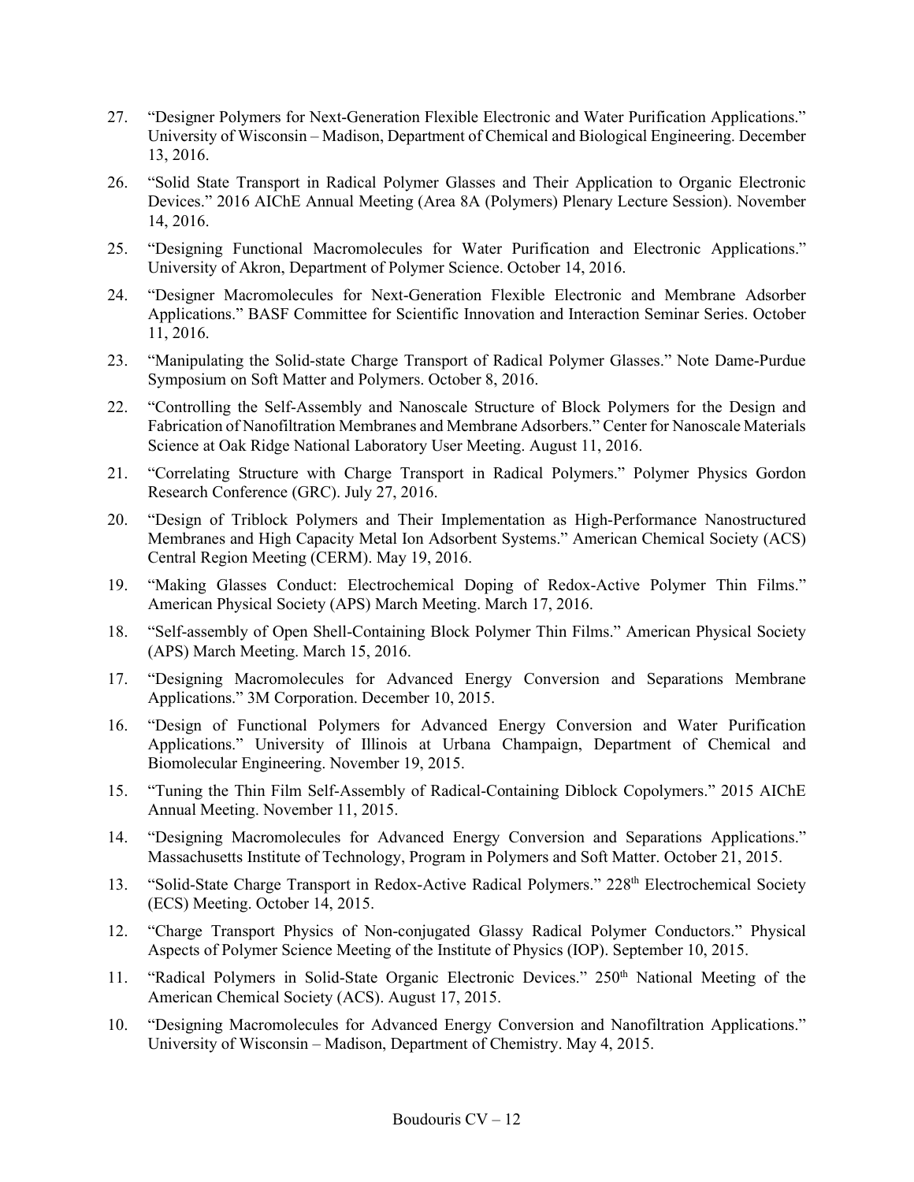27. “Designer Polymers for Next-Generation Flexible Electronic and Water Purification Applications.” University of Wisconsin – Madison, Department of Chemical and Biological Engineering. December 13, 2016.

26. “Solid State Transport in Radical Polymer Glasses and Their Application to Organic Electronic Devices.” 2016 AIChE Annual Meeting (Area 8A (Polymers) Plenary Lecture Session). November 14, 2016.

25. “Designing Functional Macromolecules for Water Purification and Electronic Applications.” University of Akron, Department of Polymer Science. October 14, 2016.

24. “Designer Macromolecules for Next-Generation Flexible Electronic and Membrane Adsorber Applications.” BASF Committee for Scientific Innovation and Interaction Seminar Series. October 11, 2016.

23. “Manipulating the Solid-state Charge Transport of Radical Polymer Glasses.” Note Dame-Purdue Symposium on Soft Matter and Polymers. October 8, 2016.

22. “Controlling the Self-Assembly and Nanoscale Structure of Block Polymers for the Design and Fabrication of Nanofiltration Membranes and Membrane Adsorbers.” Center for Nanoscale Materials Science at Oak Ridge National Laboratory User Meeting. August 11, 2016.

21. “Correlating Structure with Charge Transport in Radical Polymers.” Polymer Physics Gordon Research Conference (GRC). July 27, 2016.

20. “Design of Triblock Polymers and Their Implementation as High-Performance Nanostructured Membranes and High Capacity Metal Ion Adsorbent Systems.” American Chemical Society (ACS) Central Region Meeting (CERM). May 19, 2016.

19. “Making Glasses Conduct: Electrochemical Doping of Redox-Active Polymer Thin Films.” American Physical Society (APS) March Meeting. March 17, 2016.

18. “Self-assembly of Open Shell-Containing Block Polymer Thin Films.” American Physical Society (APS) March Meeting. March 15, 2016.

17. “Designing Macromolecules for Advanced Energy Conversion and Separations Membrane Applications.” 3M Corporation. December 10, 2015.

16. “Design of Functional Polymers for Advanced Energy Conversion and Water Purification Applications.” University of Illinois at Urbana Champaign, Department of Chemical and Biomolecular Engineering. November 19, 2015.

15. “Tuning the Thin Film Self-Assembly of Radical-Containing Diblock Copolymers.” 2015 AIChE Annual Meeting. November 11, 2015.

14. “Designing Macromolecules for Advanced Energy Conversion and Separations Applications.” Massachusetts Institute of Technology, Program in Polymers and Soft Matter. October 21, 2015.

13. “Solid-State Charge Transport in Redox-Active Radical Polymers.” 228th Electrochemical Society (ECS) Meeting. October 14, 2015.

12. “Charge Transport Physics of Non-conjugated Glassy Radical Polymer Conductors.” Physical Aspects of Polymer Science Meeting of the Institute of Physics (IOP). September 10, 2015.

11. “Radical Polymers in Solid-State Organic Electronic Devices.” 250th National Meeting of the American Chemical Society (ACS). August 17, 2015.

10. “Designing Macromolecules for Advanced Energy Conversion and Nanofiltration Applications.” University of Wisconsin – Madison, Department of Chemistry. May 4, 2015.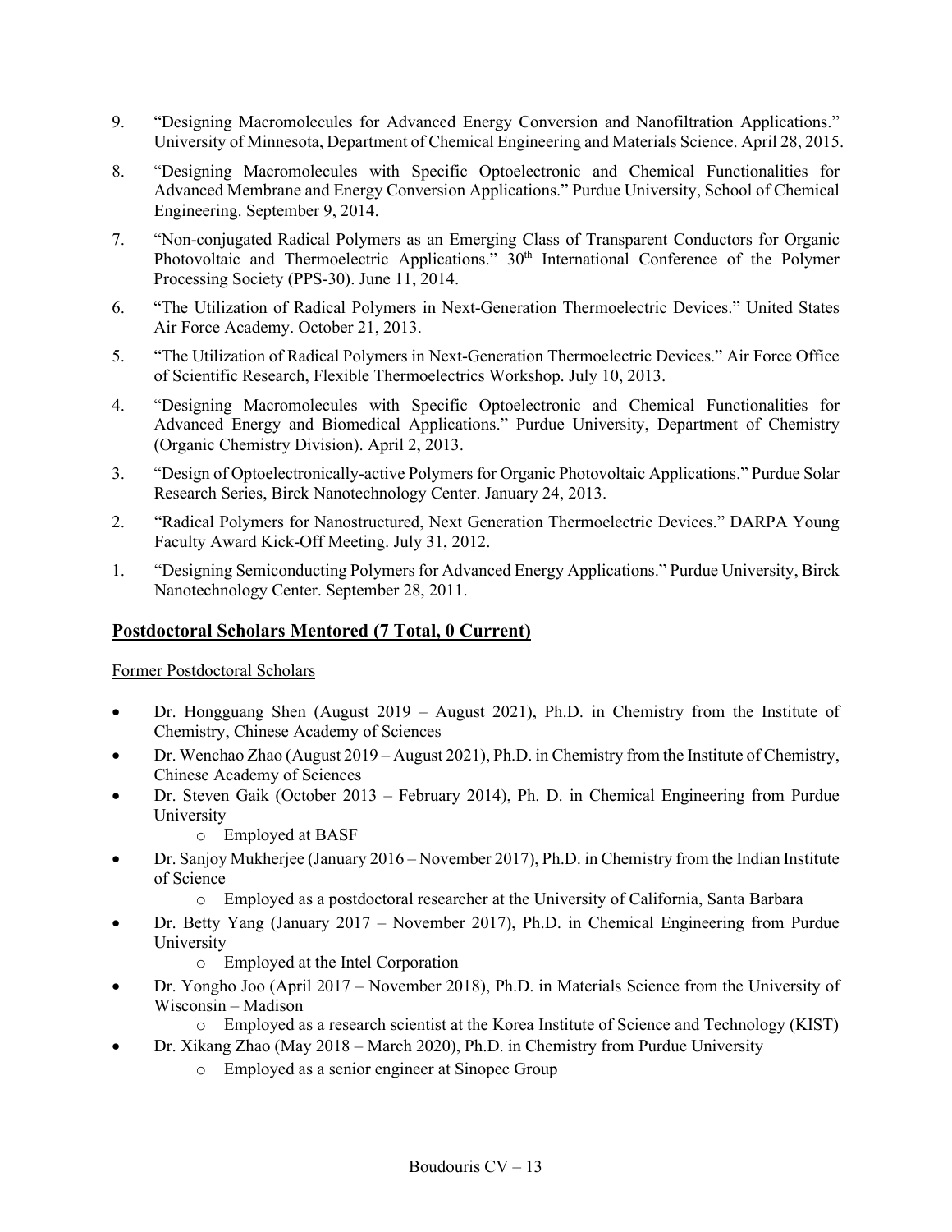9. "Designing Macromolecules for Advanced Energy Conversion and Nanofiltration Applications." University of Minnesota, Department of Chemical Engineering and Materials Science. April 28, 2015.

8. "Designing Macromolecules with Specific Optoelectronic and Chemical Functionalities for Advanced Membrane and Energy Conversion Applications." Purdue University, School of Chemical Engineering. September 9, 2014.

7. "Non-conjugated Radical Polymers as an Emerging Class of Transparent Conductors for Organic Photovoltaic and Thermoelectric Applications." 30th International Conference of the Polymer Processing Society (PPS-30). June 11, 2014.

6. "The Utilization of Radical Polymers in Next-Generation Thermoelectric Devices." United States Air Force Academy. October 21, 2013.

5. "The Utilization of Radical Polymers in Next-Generation Thermoelectric Devices." Air Force Office of Scientific Research, Flexible Thermoelectrics Workshop. July 10, 2013.

4. "Designing Macromolecules with Specific Optoelectronic and Chemical Functionalities for Advanced Energy and Biomedical Applications." Purdue University, Department of Chemistry (Organic Chemistry Division). April 2, 2013.

3. "Design of Optoelectronically-active Polymers for Organic Photovoltaic Applications." Purdue Solar Research Series, Birck Nanotechnology Center. January 24, 2013.

2. "Radical Polymers for Nanostructured, Next Generation Thermoelectric Devices." DARPA Young Faculty Award Kick-Off Meeting. July 31, 2012.

1. "Designing Semiconducting Polymers for Advanced Energy Applications." Purdue University, Birck Nanotechnology Center. September 28, 2011.

## Postdoctoral Scholars Mentored (7 Total, 0 Current)

Former Postdoctoral Scholars

- Dr. Hongguang Shen (August 2019 – August 2021), Ph.D. in Chemistry from the Institute of Chemistry, Chinese Academy of Sciences
- Dr. Wenchao Zhao (August 2019 – August 2021), Ph.D. in Chemistry from the Institute of Chemistry, Chinese Academy of Sciences
- Dr. Steven Gaik (October 2013 – February 2014), Ph. D. in Chemical Engineering from Purdue University
    - Employed at BASF
- Dr. Sanjoy Mukherjee (January 2016 – November 2017), Ph.D. in Chemistry from the Indian Institute of Science
    - Employed as a postdoctoral researcher at the University of California, Santa Barbara
- Dr. Betty Yang (January 2017 – November 2017), Ph.D. in Chemical Engineering from Purdue University
    - Employed at the Intel Corporation
- Dr. Yongho Joo (April 2017 – November 2018), Ph.D. in Materials Science from the University of Wisconsin – Madison
    - Employed as a research scientist at the Korea Institute of Science and Technology (KIST)
- Dr. Xikang Zhao (May 2018 – March 2020), Ph.D. in Chemistry from Purdue University
    - Employed as a senior engineer at Sinopec Group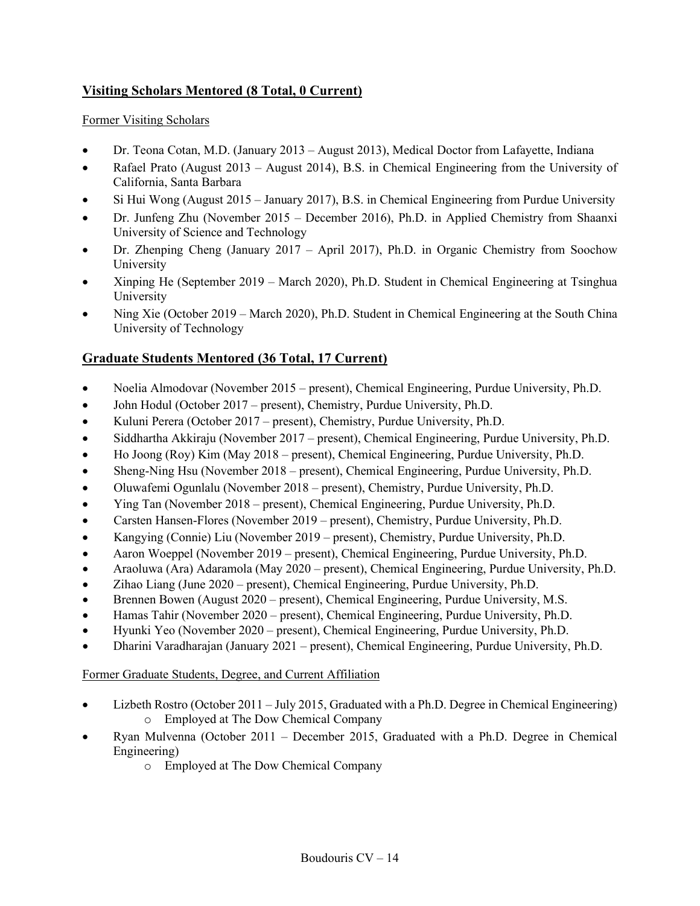## Visiting Scholars Mentored (8 Total, 0 Current)

Former Visiting Scholars

- Dr. Teona Cotan, M.D. (January 2013 – August 2013), Medical Doctor from Lafayette, Indiana
- Rafael Prato (August 2013 – August 2014), B.S. in Chemical Engineering from the University of California, Santa Barbara
- Si Hui Wong (August 2015 – January 2017), B.S. in Chemical Engineering from Purdue University
- Dr. Junfeng Zhu (November 2015 – December 2016), Ph.D. in Applied Chemistry from Shaanxi University of Science and Technology
- Dr. Zhenping Cheng (January 2017 – April 2017), Ph.D. in Organic Chemistry from Soochow University
- Xinping He (September 2019 – March 2020), Ph.D. Student in Chemical Engineering at Tsinghua University
- Ning Xie (October 2019 – March 2020), Ph.D. Student in Chemical Engineering at the South China University of Technology

## Graduate Students Mentored (36 Total, 17 Current)

- Noelia Almodovar (November 2015 – present), Chemical Engineering, Purdue University, Ph.D.
- John Hodul (October 2017 – present), Chemistry, Purdue University, Ph.D.
- Kuluni Perera (October 2017 – present), Chemistry, Purdue University, Ph.D.
- Siddhartha Akkiraju (November 2017 – present), Chemical Engineering, Purdue University, Ph.D.
- Ho Joong (Roy) Kim (May 2018 – present), Chemical Engineering, Purdue University, Ph.D.
- Sheng-Ning Hsu (November 2018 – present), Chemical Engineering, Purdue University, Ph.D.
- Oluwafemi Ogunlalu (November 2018 – present), Chemistry, Purdue University, Ph.D.
- Ying Tan (November 2018 – present), Chemical Engineering, Purdue University, Ph.D.
- Carsten Hansen-Flores (November 2019 – present), Chemistry, Purdue University, Ph.D.
- Kangying (Connie) Liu (November 2019 – present), Chemistry, Purdue University, Ph.D.
- Aaron Woeppel (November 2019 – present), Chemical Engineering, Purdue University, Ph.D.
- Araoluwa (Ara) Adaramola (May 2020 – present), Chemical Engineering, Purdue University, Ph.D.
- Zihao Liang (June 2020 – present), Chemical Engineering, Purdue University, Ph.D.
- Brennen Bowen (August 2020 – present), Chemical Engineering, Purdue University, M.S.
- Hamas Tahir (November 2020 – present), Chemical Engineering, Purdue University, Ph.D.
- Hyunki Yeo (November 2020 – present), Chemical Engineering, Purdue University, Ph.D.
- Dharini Varadharajan (January 2021 – present), Chemical Engineering, Purdue University, Ph.D.

Former Graduate Students, Degree, and Current Affiliation

- Lizbeth Rostro (October 2011 – July 2015, Graduated with a Ph.D. Degree in Chemical Engineering)
  - Employed at The Dow Chemical Company
- Ryan Mulvenna (October 2011 – December 2015, Graduated with a Ph.D. Degree in Chemical Engineering)
  - Employed at The Dow Chemical Company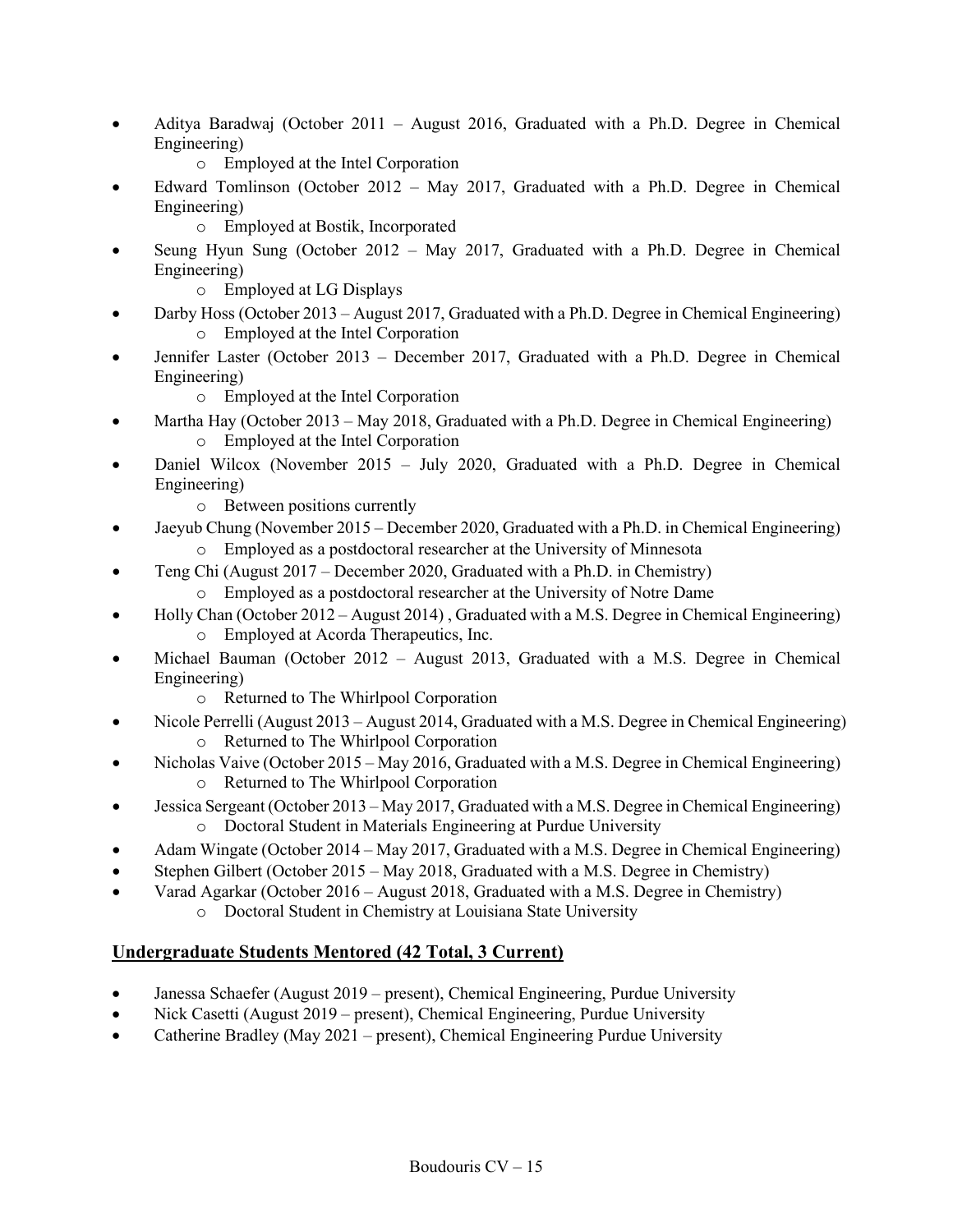- Aditya Baradwaj (October 2011 – August 2016, Graduated with a Ph.D. Degree in Chemical Engineering)
    - Employed at the Intel Corporation
- Edward Tomlinson (October 2012 – May 2017, Graduated with a Ph.D. Degree in Chemical Engineering)
    - Employed at Bostik, Incorporated
- Seung Hyun Sung (October 2012 – May 2017, Graduated with a Ph.D. Degree in Chemical Engineering)
    - Employed at LG Displays
- Darby Hoss (October 2013 – August 2017, Graduated with a Ph.D. Degree in Chemical Engineering)
    - Employed at the Intel Corporation
- Jennifer Laster (October 2013 – December 2017, Graduated with a Ph.D. Degree in Chemical Engineering)
    - Employed at the Intel Corporation
- Martha Hay (October 2013 – May 2018, Graduated with a Ph.D. Degree in Chemical Engineering)
    - Employed at the Intel Corporation
- Daniel Wilcox (November 2015 – July 2020, Graduated with a Ph.D. Degree in Chemical Engineering)
    - Between positions currently
- Jaeyub Chung (November 2015 – December 2020, Graduated with a Ph.D. in Chemical Engineering)
    - Employed as a postdoctoral researcher at the University of Minnesota
- Teng Chi (August 2017 – December 2020, Graduated with a Ph.D. in Chemistry)
    - Employed as a postdoctoral researcher at the University of Notre Dame
- Holly Chan (October 2012 – August 2014) , Graduated with a M.S. Degree in Chemical Engineering)
    - Employed at Acorda Therapeutics, Inc.
- Michael Bauman (October 2012 – August 2013, Graduated with a M.S. Degree in Chemical Engineering)
    - Returned to The Whirlpool Corporation
- Nicole Perrelli (August 2013 – August 2014, Graduated with a M.S. Degree in Chemical Engineering)
    - Returned to The Whirlpool Corporation
- Nicholas Vaive (October 2015 – May 2016, Graduated with a M.S. Degree in Chemical Engineering)
    - Returned to The Whirlpool Corporation
- Jessica Sergeant (October 2013 – May 2017, Graduated with a M.S. Degree in Chemical Engineering)
    - Doctoral Student in Materials Engineering at Purdue University
- Adam Wingate (October 2014 – May 2017, Graduated with a M.S. Degree in Chemical Engineering)
- Stephen Gilbert (October 2015 – May 2018, Graduated with a M.S. Degree in Chemistry)
- Varad Agarkar (October 2016 – August 2018, Graduated with a M.S. Degree in Chemistry)
    - Doctoral Student in Chemistry at Louisiana State University

## Undergraduate Students Mentored (42 Total, 3 Current)

- Janessa Schaefer (August 2019 – present), Chemical Engineering, Purdue University
- Nick Casetti (August 2019 – present), Chemical Engineering, Purdue University
- Catherine Bradley (May 2021 – present), Chemical Engineering Purdue University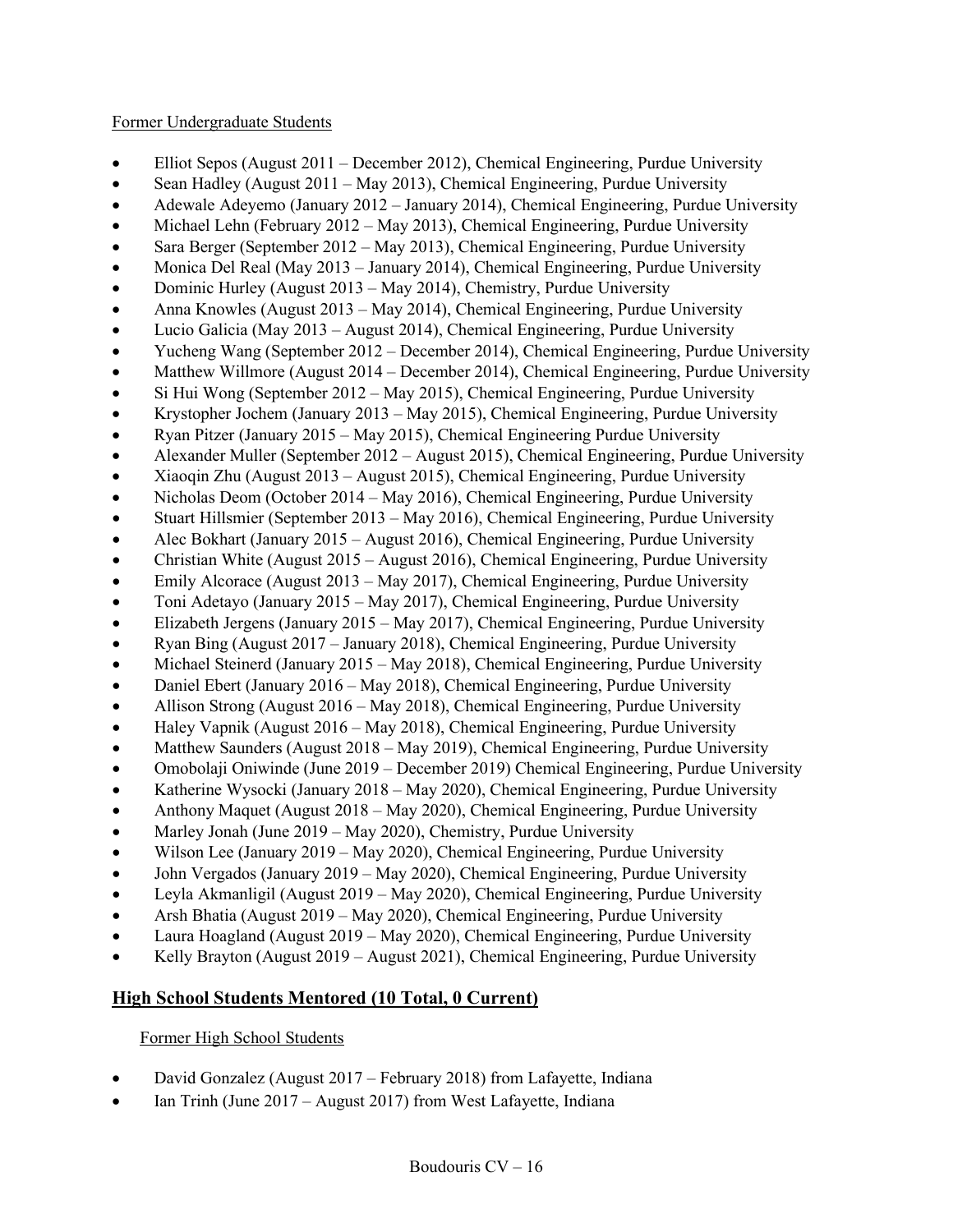Former Undergraduate Students

- Elliot Sepos (August 2011 – December 2012), Chemical Engineering, Purdue University
- Sean Hadley (August 2011 – May 2013), Chemical Engineering, Purdue University
- Adewale Adeyemo (January 2012 – January 2014), Chemical Engineering, Purdue University
- Michael Lehn (February 2012 – May 2013), Chemical Engineering, Purdue University
- Sara Berger (September 2012 – May 2013), Chemical Engineering, Purdue University
- Monica Del Real (May 2013 – January 2014), Chemical Engineering, Purdue University
- Dominic Hurley (August 2013 – May 2014), Chemistry, Purdue University
- Anna Knowles (August 2013 – May 2014), Chemical Engineering, Purdue University
- Lucio Galicia (May 2013 – August 2014), Chemical Engineering, Purdue University
- Yucheng Wang (September 2012 – December 2014), Chemical Engineering, Purdue University
- Matthew Willmore (August 2014 – December 2014), Chemical Engineering, Purdue University
- Si Hui Wong (September 2012 – May 2015), Chemical Engineering, Purdue University
- Krystopher Jochem (January 2013 – May 2015), Chemical Engineering, Purdue University
- Ryan Pitzer (January 2015 – May 2015), Chemical Engineering Purdue University
- Alexander Muller (September 2012 – August 2015), Chemical Engineering, Purdue University
- Xiaoqin Zhu (August 2013 – August 2015), Chemical Engineering, Purdue University
- Nicholas Deom (October 2014 – May 2016), Chemical Engineering, Purdue University
- Stuart Hillsmier (September 2013 – May 2016), Chemical Engineering, Purdue University
- Alec Bokhart (January 2015 – August 2016), Chemical Engineering, Purdue University
- Christian White (August 2015 – August 2016), Chemical Engineering, Purdue University
- Emily Alcorace (August 2013 – May 2017), Chemical Engineering, Purdue University
- Toni Adetayo (January 2015 – May 2017), Chemical Engineering, Purdue University
- Elizabeth Jergens (January 2015 – May 2017), Chemical Engineering, Purdue University
- Ryan Bing (August 2017 – January 2018), Chemical Engineering, Purdue University
- Michael Steinerd (January 2015 – May 2018), Chemical Engineering, Purdue University
- Daniel Ebert (January 2016 – May 2018), Chemical Engineering, Purdue University
- Allison Strong (August 2016 – May 2018), Chemical Engineering, Purdue University
- Haley Vapnik (August 2016 – May 2018), Chemical Engineering, Purdue University
- Matthew Saunders (August 2018 – May 2019), Chemical Engineering, Purdue University
- Omobolaji Oniwinde (June 2019 – December 2019) Chemical Engineering, Purdue University
- Katherine Wysocki (January 2018 – May 2020), Chemical Engineering, Purdue University
- Anthony Maquet (August 2018 – May 2020), Chemical Engineering, Purdue University
- Marley Jonah (June 2019 – May 2020), Chemistry, Purdue University
- Wilson Lee (January 2019 – May 2020), Chemical Engineering, Purdue University
- John Vergados (January 2019 – May 2020), Chemical Engineering, Purdue University
- Leyla Akmanligil (August 2019 – May 2020), Chemical Engineering, Purdue University
- Arsh Bhatia (August 2019 – May 2020), Chemical Engineering, Purdue University
- Laura Hoagland (August 2019 – May 2020), Chemical Engineering, Purdue University
- Kelly Brayton (August 2019 – August 2021), Chemical Engineering, Purdue University

## High School Students Mentored (10 Total, 0 Current)

Former High School Students

- David Gonzalez (August 2017 – February 2018) from Lafayette, Indiana
- Ian Trinh (June 2017 – August 2017) from West Lafayette, Indiana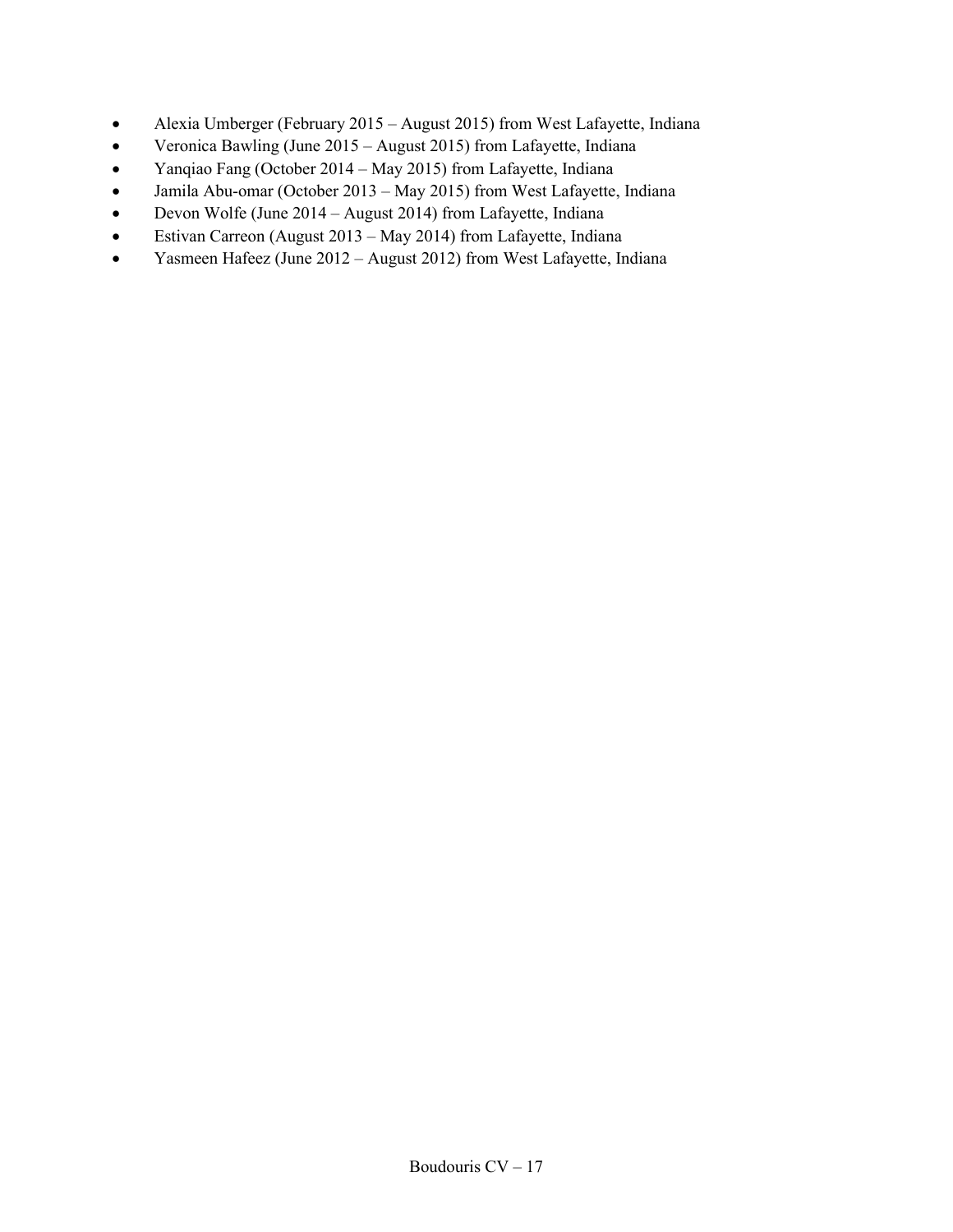- Alexia Umberger (February 2015 – August 2015) from West Lafayette, Indiana
- Veronica Bawling (June 2015 – August 2015) from Lafayette, Indiana
- Yanqiao Fang (October 2014 – May 2015) from Lafayette, Indiana
- Jamila Abu-omar (October 2013 – May 2015) from West Lafayette, Indiana
- Devon Wolfe (June 2014 – August 2014) from Lafayette, Indiana
- Estivan Carreon (August 2013 – May 2014) from Lafayette, Indiana
- Yasmeen Hafeez (June 2012 – August 2012) from West Lafayette, Indiana